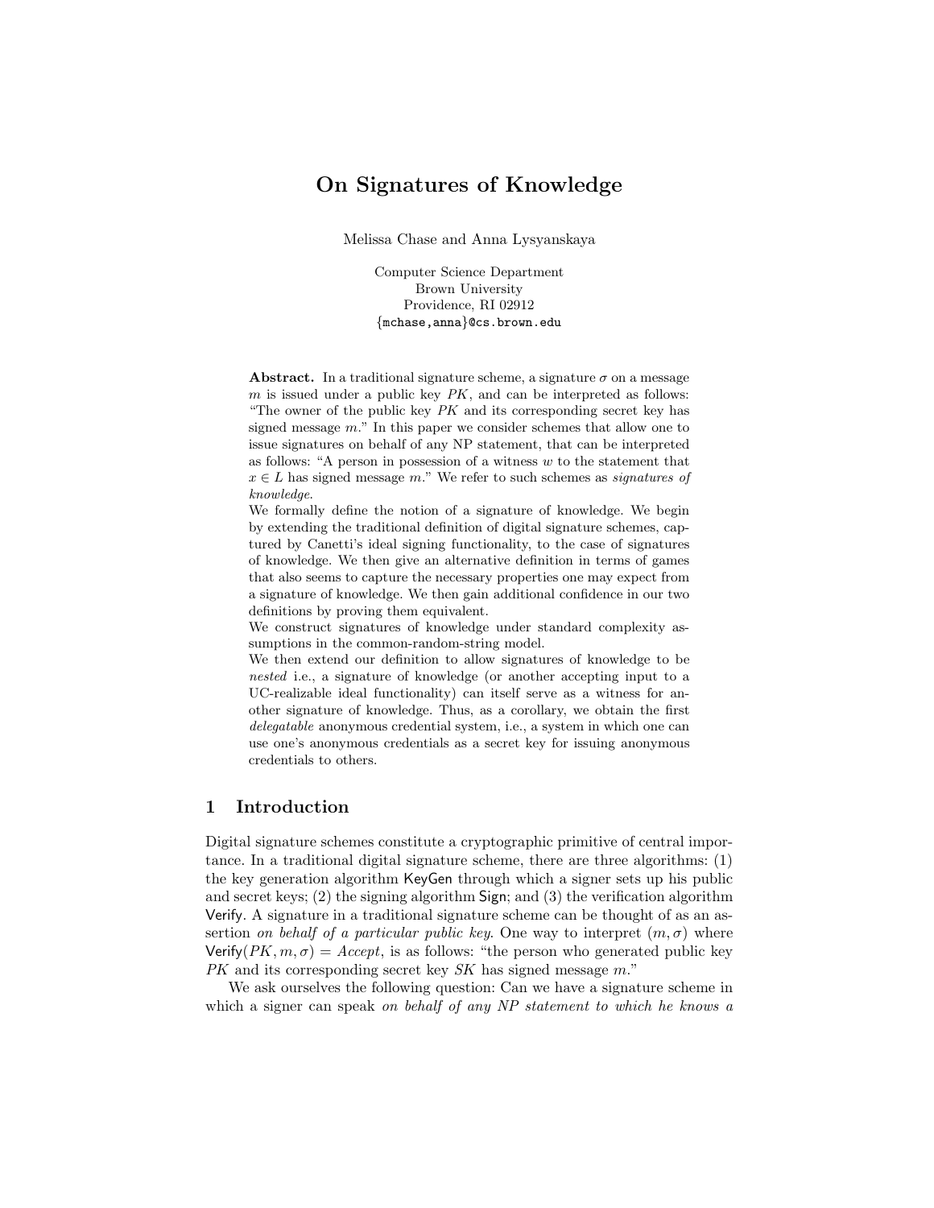# On Signatures of Knowledge

Melissa Chase and Anna Lysyanskaya

Computer Science Department
Brown University
Providence, RI 02912
{mchase,anna}@cs.brown.edu

**Abstract.** In a traditional signature scheme, a signature $\sigma$ on a message $m$ is issued under a public key $PK$, and can be interpreted as follows: "The owner of the public key $PK$ and its corresponding secret key has signed message $m$." In this paper we consider schemes that allow one to issue signatures on behalf of any NP statement, that can be interpreted as follows: "A person in possession of a witness $w$ to the statement that $x \in L$ has signed message $m$." We refer to such schemes as *signatures of knowledge*.

We formally define the notion of a signature of knowledge. We begin by extending the traditional definition of digital signature schemes, captured by Canetti's ideal signing functionality, to the case of signatures of knowledge. We then give an alternative definition in terms of games that also seems to capture the necessary properties one may expect from a signature of knowledge. We then gain additional confidence in our two definitions by proving them equivalent.

We construct signatures of knowledge under standard complexity assumptions in the common-random-string model.

We then extend our definition to allow signatures of knowledge to be *nested* i.e., a signature of knowledge (or another accepting input to a UC-realizable ideal functionality) can itself serve as a witness for another signature of knowledge. Thus, as a corollary, we obtain the first *delegatable* anonymous credential system, i.e., a system in which one can use one's anonymous credentials as a secret key for issuing anonymous credentials to others.

## 1 Introduction

Digital signature schemes constitute a cryptographic primitive of central importance. In a traditional digital signature scheme, there are three algorithms: (1) the key generation algorithm KeyGen through which a signer sets up his public and secret keys; (2) the signing algorithm Sign; and (3) the verification algorithm Verify. A signature in a traditional signature scheme can be thought of as an assertion *on behalf of a particular public key*. One way to interpret $(m, \sigma)$ where $\mathsf{Verify}(PK, m, \sigma) = Accept$, is as follows: "the person who generated public key $PK$ and its corresponding secret key $SK$ has signed message $m$."

We ask ourselves the following question: Can we have a signature scheme in which a signer can speak *on behalf of any NP statement to which he knows a*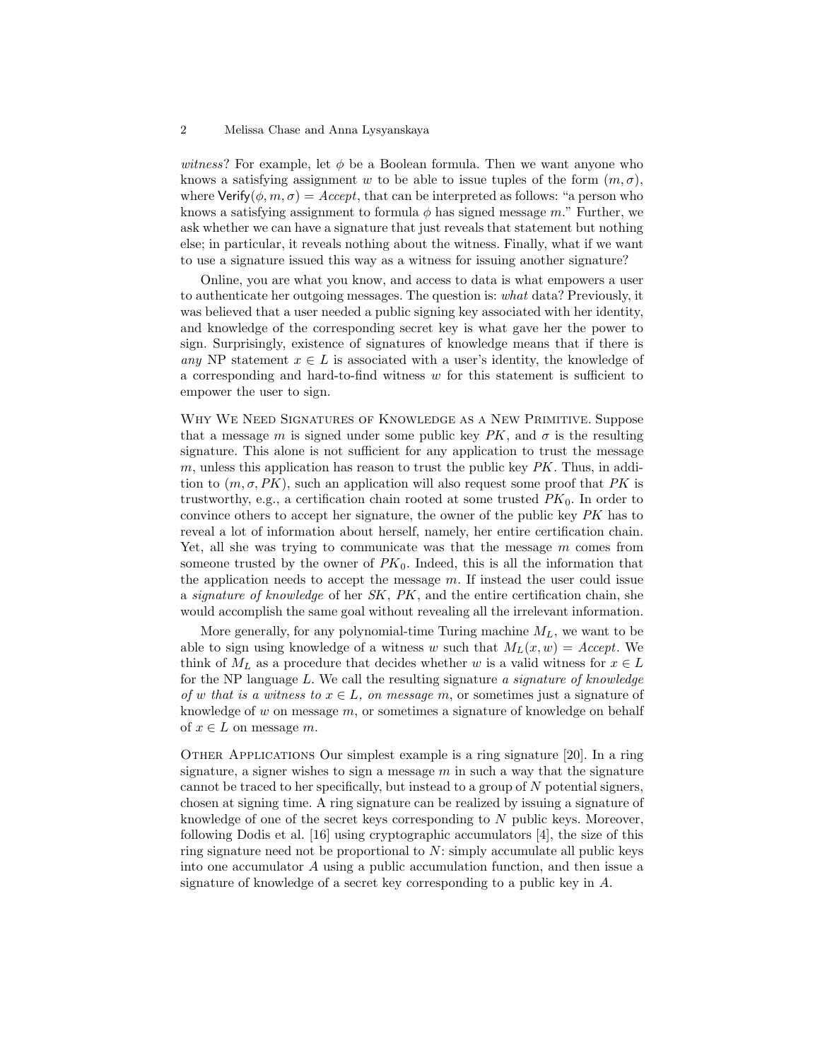*witness*? For example, let $\phi$ be a Boolean formula. Then we want anyone who knows a satisfying assignment $w$ to be able to issue tuples of the form $(m, \sigma)$, where $\mathsf{Verify}(\phi, m, \sigma) = \mathit{Accept}$, that can be interpreted as follows: "a person who knows a satisfying assignment to formula $\phi$ has signed message $m$." Further, we ask whether we can have a signature that just reveals that statement but nothing else; in particular, it reveals nothing about the witness. Finally, what if we want to use a signature issued this way as a witness for issuing another signature?

Online, you are what you know, and access to data is what empowers a user to authenticate her outgoing messages. The question is: *what* data? Previously, it was believed that a user needed a public signing key associated with her identity, and knowledge of the corresponding secret key is what gave her the power to sign. Surprisingly, existence of signatures of knowledge means that if there is *any* NP statement $x \in L$ is associated with a user's identity, the knowledge of a corresponding and hard-to-find witness $w$ for this statement is sufficient to empower the user to sign.

Why We Need Signatures of Knowledge as a New Primitive. Suppose that a message $m$ is signed under some public key $PK$, and $\sigma$ is the resulting signature. This alone is not sufficient for any application to trust the message $m$, unless this application has reason to trust the public key $PK$. Thus, in addition to $(m, \sigma, PK)$, such an application will also request some proof that $PK$ is trustworthy, e.g., a certification chain rooted at some trusted $PK_0$. In order to convince others to accept her signature, the owner of the public key $PK$ has to reveal a lot of information about herself, namely, her entire certification chain. Yet, all she was trying to communicate was that the message $m$ comes from someone trusted by the owner of $PK_0$. Indeed, this is all the information that the application needs to accept the message $m$. If instead the user could issue a *signature of knowledge* of her $SK$, $PK$, and the entire certification chain, she would accomplish the same goal without revealing all the irrelevant information.

More generally, for any polynomial-time Turing machine $M_L$, we want to be able to sign using knowledge of a witness $w$ such that $M_L(x, w) = \mathit{Accept}$. We think of $M_L$ as a procedure that decides whether $w$ is a valid witness for $x \in L$ for the NP language $L$. We call the resulting signature *a signature of knowledge of $w$ that is a witness to $x \in L$, on message $m$*, or sometimes just a signature of knowledge of $w$ on message $m$, or sometimes a signature of knowledge on behalf of $x \in L$ on message $m$.

Other Applications Our simplest example is a ring signature [20]. In a ring signature, a signer wishes to sign a message $m$ in such a way that the signature cannot be traced to her specifically, but instead to a group of $N$ potential signers, chosen at signing time. A ring signature can be realized by issuing a signature of knowledge of one of the secret keys corresponding to $N$ public keys. Moreover, following Dodis et al. [16] using cryptographic accumulators [4], the size of this ring signature need not be proportional to $N$: simply accumulate all public keys into one accumulator $A$ using a public accumulation function, and then issue a signature of knowledge of a secret key corresponding to a public key in $A$.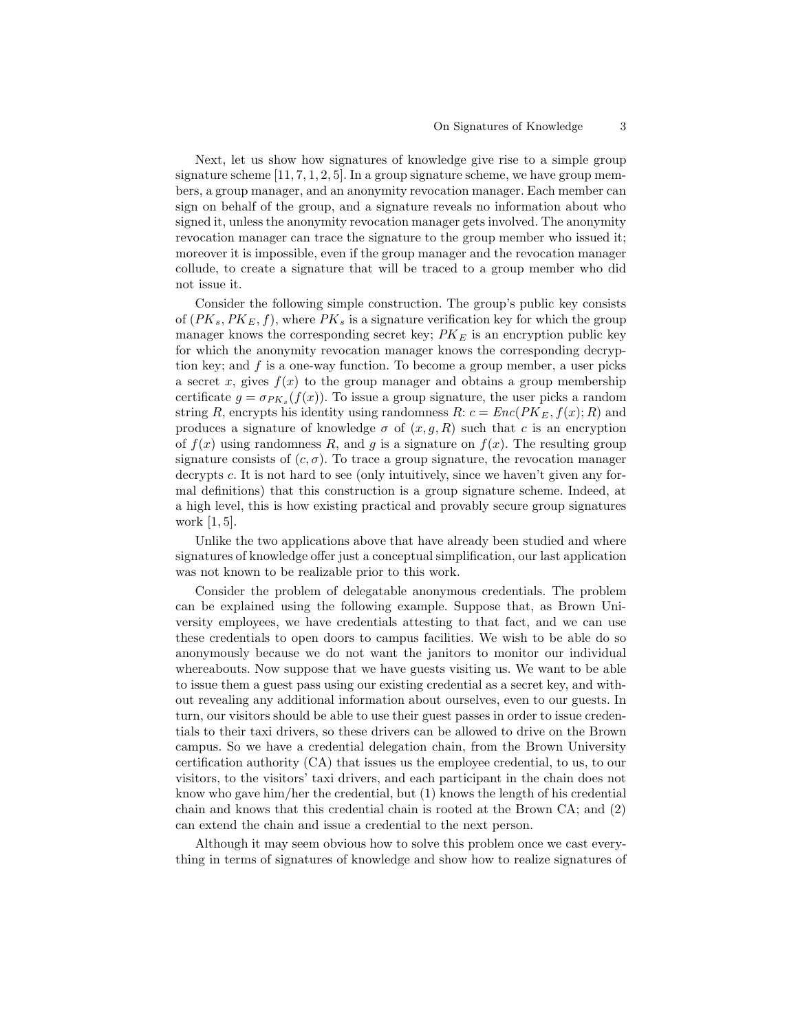Next, let us show how signatures of knowledge give rise to a simple group signature scheme [11, 7, 1, 2, 5]. In a group signature scheme, we have group members, a group manager, and an anonymity revocation manager. Each member can sign on behalf of the group, and a signature reveals no information about who signed it, unless the anonymity revocation manager gets involved. The anonymity revocation manager can trace the signature to the group member who issued it; moreover it is impossible, even if the group manager and the revocation manager collude, to create a signature that will be traced to a group member who did not issue it.

Consider the following simple construction. The group's public key consists of $(PK_s, PK_E, f)$, where $PK_s$ is a signature verification key for which the group manager knows the corresponding secret key; $PK_E$ is an encryption public key for which the anonymity revocation manager knows the corresponding decryption key; and $f$ is a one-way function. To become a group member, a user picks a secret $x$, gives $f(x)$ to the group manager and obtains a group membership certificate $g = \sigma_{PK_s}(f(x))$. To issue a group signature, the user picks a random string $R$, encrypts his identity using randomness $R$: $c = Enc(PK_E, f(x); R)$ and produces a signature of knowledge $\sigma$ of $(x, g, R)$ such that $c$ is an encryption of $f(x)$ using randomness $R$, and $g$ is a signature on $f(x)$. The resulting group signature consists of $(c, \sigma)$. To trace a group signature, the revocation manager decrypts $c$. It is not hard to see (only intuitively, since we haven't given any formal definitions) that this construction is a group signature scheme. Indeed, at a high level, this is how existing practical and provably secure group signatures work [1, 5].

Unlike the two applications above that have already been studied and where signatures of knowledge offer just a conceptual simplification, our last application was not known to be realizable prior to this work.

Consider the problem of delegatable anonymous credentials. The problem can be explained using the following example. Suppose that, as Brown University employees, we have credentials attesting to that fact, and we can use these credentials to open doors to campus facilities. We wish to be able do so anonymously because we do not want the janitors to monitor our individual whereabouts. Now suppose that we have guests visiting us. We want to be able to issue them a guest pass using our existing credential as a secret key, and without revealing any additional information about ourselves, even to our guests. In turn, our visitors should be able to use their guest passes in order to issue credentials to their taxi drivers, so these drivers can be allowed to drive on the Brown campus. So we have a credential delegation chain, from the Brown University certification authority (CA) that issues us the employee credential, to us, to our visitors, to the visitors' taxi drivers, and each participant in the chain does not know who gave him/her the credential, but (1) knows the length of his credential chain and knows that this credential chain is rooted at the Brown CA; and (2) can extend the chain and issue a credential to the next person.

Although it may seem obvious how to solve this problem once we cast everything in terms of signatures of knowledge and show how to realize signatures of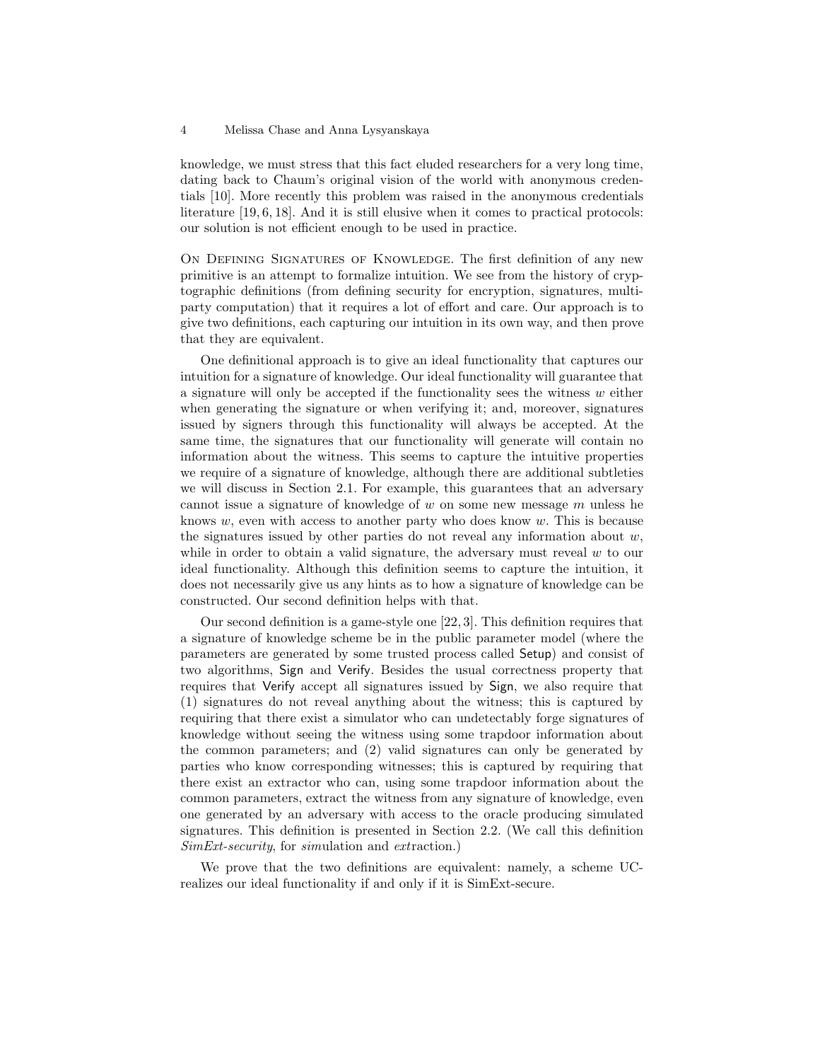knowledge, we must stress that this fact eluded researchers for a very long time, dating back to Chaum's original vision of the world with anonymous credentials [10]. More recently this problem was raised in the anonymous credentials literature [19, 6, 18]. And it is still elusive when it comes to practical protocols: our solution is not efficient enough to be used in practice.

On Defining Signatures of Knowledge. The first definition of any new primitive is an attempt to formalize intuition. We see from the history of cryptographic definitions (from defining security for encryption, signatures, multiparty computation) that it requires a lot of effort and care. Our approach is to give two definitions, each capturing our intuition in its own way, and then prove that they are equivalent.

One definitional approach is to give an ideal functionality that captures our intuition for a signature of knowledge. Our ideal functionality will guarantee that a signature will only be accepted if the functionality sees the witness $w$ either when generating the signature or when verifying it; and, moreover, signatures issued by signers through this functionality will always be accepted. At the same time, the signatures that our functionality will generate will contain no information about the witness. This seems to capture the intuitive properties we require of a signature of knowledge, although there are additional subtleties we will discuss in Section 2.1. For example, this guarantees that an adversary cannot issue a signature of knowledge of $w$ on some new message $m$ unless he knows $w$, even with access to another party who does know $w$. This is because the signatures issued by other parties do not reveal any information about $w$, while in order to obtain a valid signature, the adversary must reveal $w$ to our ideal functionality. Although this definition seems to capture the intuition, it does not necessarily give us any hints as to how a signature of knowledge can be constructed. Our second definition helps with that.

Our second definition is a game-style one [22, 3]. This definition requires that a signature of knowledge scheme be in the public parameter model (where the parameters are generated by some trusted process called Setup) and consist of two algorithms, Sign and Verify. Besides the usual correctness property that requires that Verify accept all signatures issued by Sign, we also require that (1) signatures do not reveal anything about the witness; this is captured by requiring that there exist a simulator who can undetectably forge signatures of knowledge without seeing the witness using some trapdoor information about the common parameters; and (2) valid signatures can only be generated by parties who know corresponding witnesses; this is captured by requiring that there exist an extractor who can, using some trapdoor information about the common parameters, extract the witness from any signature of knowledge, even one generated by an adversary with access to the oracle producing simulated signatures. This definition is presented in Section 2.2. (We call this definition *SimExt-security*, for *sim*ulation and *ext*raction.)

We prove that the two definitions are equivalent: namely, a scheme UC-realizes our ideal functionality if and only if it is SimExt-secure.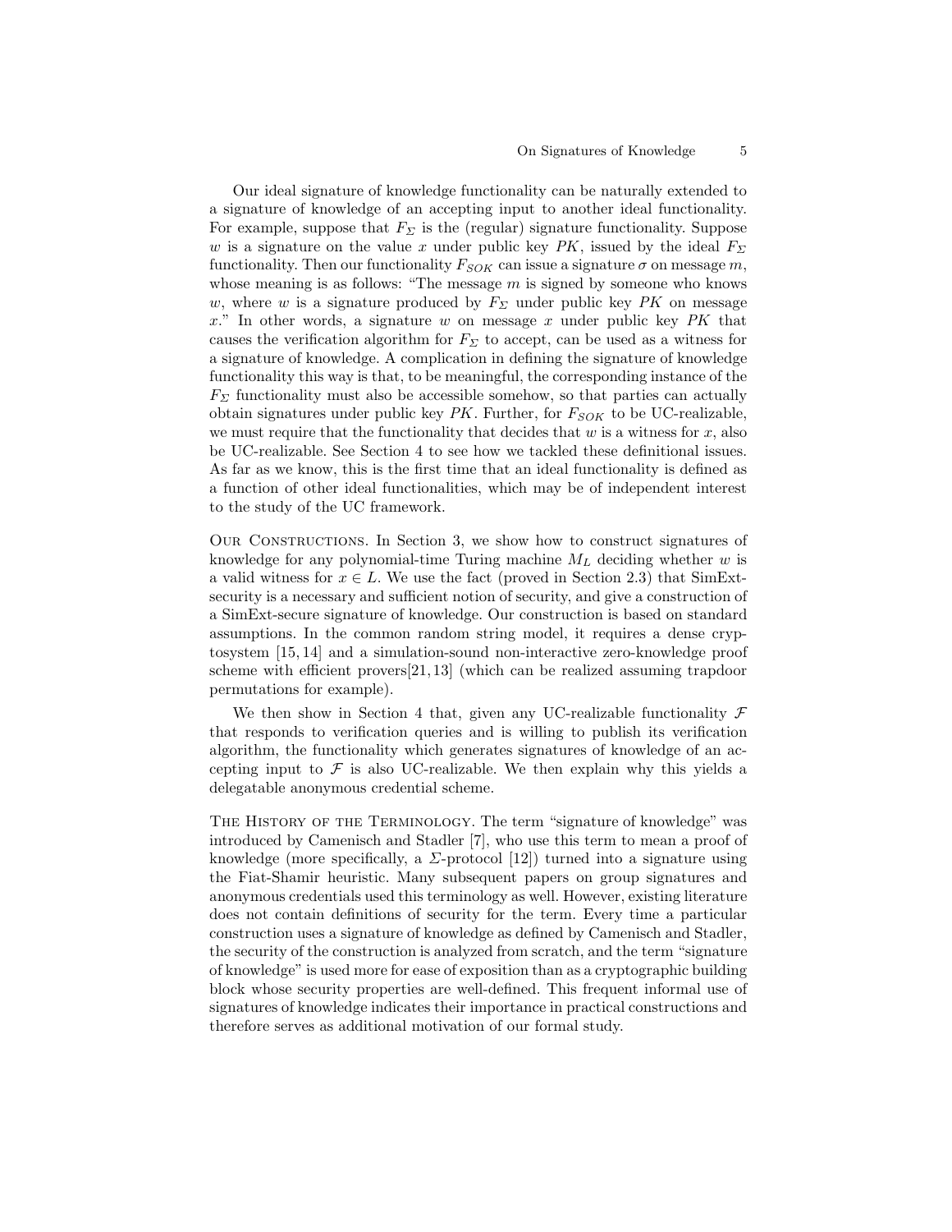Our ideal signature of knowledge functionality can be naturally extended to a signature of knowledge of an accepting input to another ideal functionality. For example, suppose that $F_\Sigma$ is the (regular) signature functionality. Suppose $w$ is a signature on the value $x$ under public key $PK$, issued by the ideal $F_\Sigma$ functionality. Then our functionality $F_{SOK}$ can issue a signature $\sigma$ on message $m$, whose meaning is as follows: "The message $m$ is signed by someone who knows $w$, where $w$ is a signature produced by $F_\Sigma$ under public key $PK$ on message $x$." In other words, a signature $w$ on message $x$ under public key $PK$ that causes the verification algorithm for $F_\Sigma$ to accept, can be used as a witness for a signature of knowledge. A complication in defining the signature of knowledge functionality this way is that, to be meaningful, the corresponding instance of the $F_\Sigma$ functionality must also be accessible somehow, so that parties can actually obtain signatures under public key $PK$. Further, for $F_{SOK}$ to be UC-realizable, we must require that the functionality that decides that $w$ is a witness for $x$, also be UC-realizable. See Section 4 to see how we tackled these definitional issues. As far as we know, this is the first time that an ideal functionality is defined as a function of other ideal functionalities, which may be of independent interest to the study of the UC framework.

Our Constructions. In Section 3, we show how to construct signatures of knowledge for any polynomial-time Turing machine $M_L$ deciding whether $w$ is a valid witness for $x \in L$. We use the fact (proved in Section 2.3) that SimExt-security is a necessary and sufficient notion of security, and give a construction of a SimExt-secure signature of knowledge. Our construction is based on standard assumptions. In the common random string model, it requires a dense cryptosystem [15, 14] and a simulation-sound non-interactive zero-knowledge proof scheme with efficient provers[21, 13] (which can be realized assuming trapdoor permutations for example).

We then show in Section 4 that, given any UC-realizable functionality $\mathcal{F}$ that responds to verification queries and is willing to publish its verification algorithm, the functionality which generates signatures of knowledge of an accepting input to $\mathcal{F}$ is also UC-realizable. We then explain why this yields a delegatable anonymous credential scheme.

The History of the Terminology. The term "signature of knowledge" was introduced by Camenisch and Stadler [7], who use this term to mean a proof of knowledge (more specifically, a $\Sigma$-protocol [12]) turned into a signature using the Fiat-Shamir heuristic. Many subsequent papers on group signatures and anonymous credentials used this terminology as well. However, existing literature does not contain definitions of security for the term. Every time a particular construction uses a signature of knowledge as defined by Camenisch and Stadler, the security of the construction is analyzed from scratch, and the term "signature of knowledge" is used more for ease of exposition than as a cryptographic building block whose security properties are well-defined. This frequent informal use of signatures of knowledge indicates their importance in practical constructions and therefore serves as additional motivation of our formal study.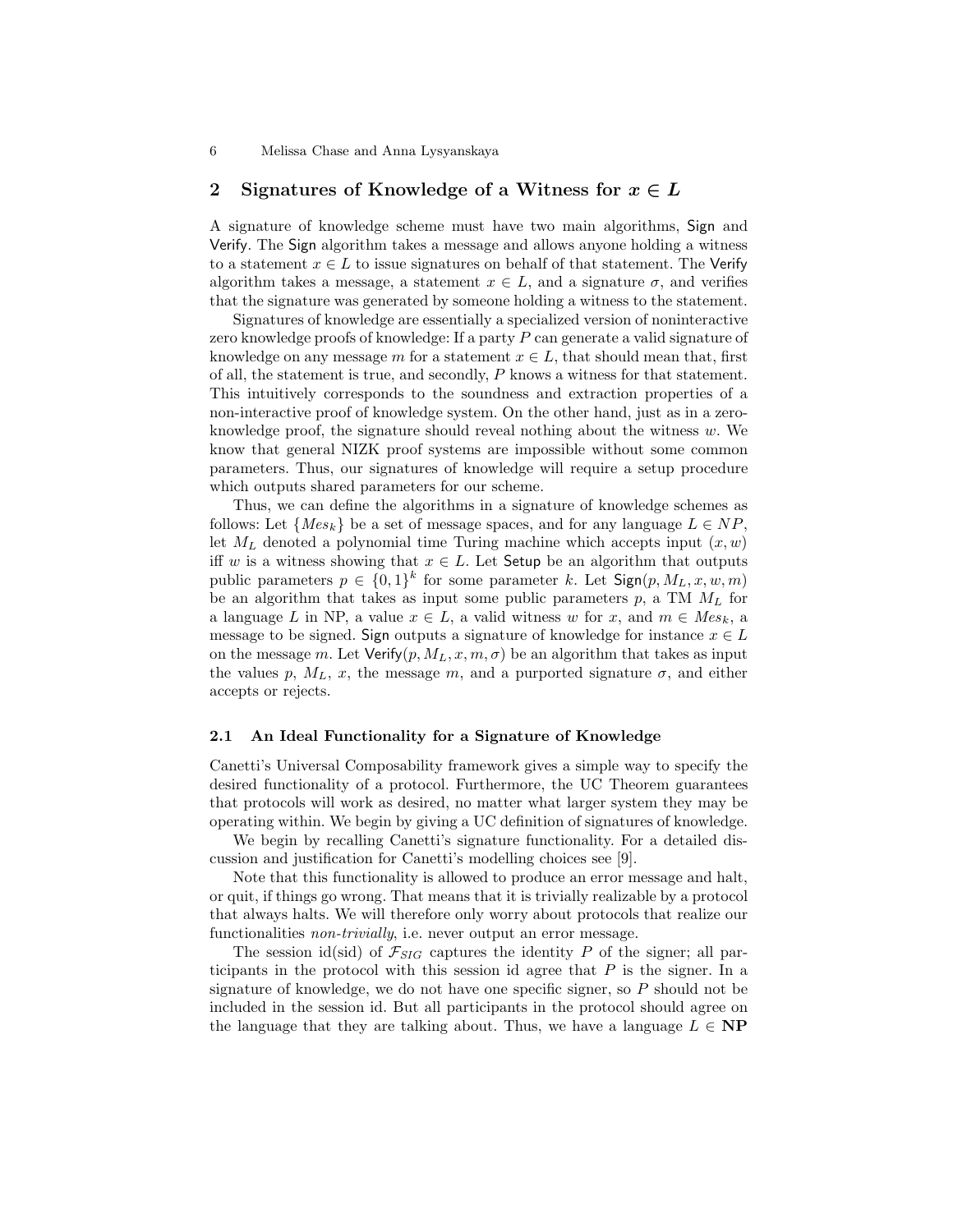## 2 Signatures of Knowledge of a Witness for $x \in L$

A signature of knowledge scheme must have two main algorithms, Sign and Verify. The Sign algorithm takes a message and allows anyone holding a witness to a statement $x \in L$ to issue signatures on behalf of that statement. The Verify algorithm takes a message, a statement $x \in L$, and a signature $\sigma$, and verifies that the signature was generated by someone holding a witness to the statement.

Signatures of knowledge are essentially a specialized version of noninteractive zero knowledge proofs of knowledge: If a party $P$ can generate a valid signature of knowledge on any message $m$ for a statement $x \in L$, that should mean that, first of all, the statement is true, and secondly, $P$ knows a witness for that statement. This intuitively corresponds to the soundness and extraction properties of a non-interactive proof of knowledge system. On the other hand, just as in a zero-knowledge proof, the signature should reveal nothing about the witness $w$. We know that general NIZK proof systems are impossible without some common parameters. Thus, our signatures of knowledge will require a setup procedure which outputs shared parameters for our scheme.

Thus, we can define the algorithms in a signature of knowledge schemes as follows: Let $\{Mes_k\}$ be a set of message spaces, and for any language $L \in NP$, let $M_L$ denoted a polynomial time Turing machine which accepts input $(x, w)$ iff $w$ is a witness showing that $x \in L$. Let Setup be an algorithm that outputs public parameters $p \in \{0,1\}^k$ for some parameter $k$. Let $\mathsf{Sign}(p, M_L, x, w, m)$ be an algorithm that takes as input some public parameters $p$, a TM $M_L$ for a language $L$ in NP, a value $x \in L$, a valid witness $w$ for $x$, and $m \in Mes_k$, a message to be signed. Sign outputs a signature of knowledge for instance $x \in L$ on the message $m$. Let $\mathsf{Verify}(p, M_L, x, m, \sigma)$ be an algorithm that takes as input the values $p$, $M_L$, $x$, the message $m$, and a purported signature $\sigma$, and either accepts or rejects.

### 2.1 An Ideal Functionality for a Signature of Knowledge

Canetti's Universal Composability framework gives a simple way to specify the desired functionality of a protocol. Furthermore, the UC Theorem guarantees that protocols will work as desired, no matter what larger system they may be operating within. We begin by giving a UC definition of signatures of knowledge.

We begin by recalling Canetti's signature functionality. For a detailed discussion and justification for Canetti's modelling choices see [9].

Note that this functionality is allowed to produce an error message and halt, or quit, if things go wrong. That means that it is trivially realizable by a protocol that always halts. We will therefore only worry about protocols that realize our functionalities *non-trivially*, i.e. never output an error message.

The session id(sid) of $\mathcal{F}_{SIG}$ captures the identity $P$ of the signer; all participants in the protocol with this session id agree that $P$ is the signer. In a signature of knowledge, we do not have one specific signer, so $P$ should not be included in the session id. But all participants in the protocol should agree on the language that they are talking about. Thus, we have a language $L \in \mathbf{NP}$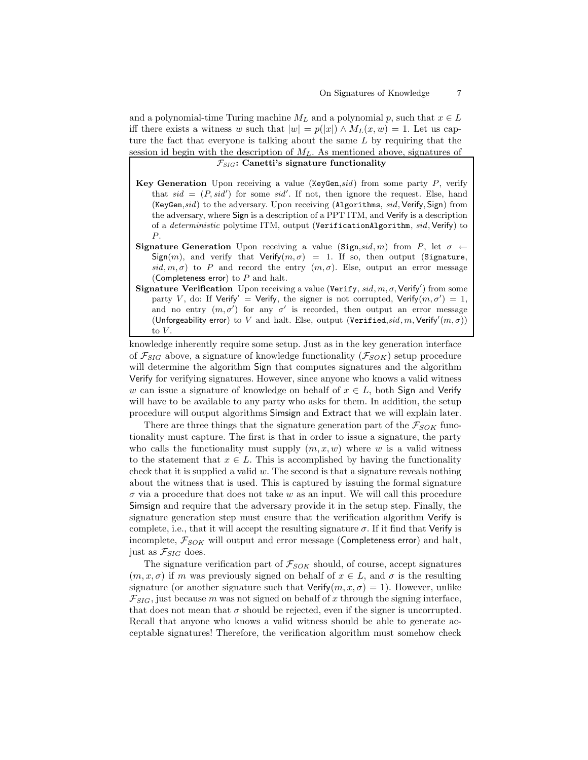and a polynomial-time Turing machine $M_L$ and a polynomial $p$, such that $x \in L$ iff there exists a witness $w$ such that $|w| = p(|x|) \wedge M_L(x, w) = 1$. Let us capture the fact that everyone is talking about the same $L$ by requiring that the session id begin with the description of $M_L$. As mentioned above, signatures of

> **$\mathcal{F}_{SIG}$: Canetti's signature functionality**
>
> **Key Generation** Upon receiving a value (`KeyGen`,$sid$) from some party $P$, verify that $sid = (P, sid')$ for some $sid'$. If not, then ignore the request. Else, hand (`KeyGen`,$sid$) to the adversary. Upon receiving (`Algorithms`, $sid$, Verify, Sign) from the adversary, where Sign is a description of a PPT ITM, and Verify is a description of a *deterministic* polytime ITM, output (`VerificationAlgorithm`, $sid$, Verify) to $P$.
>
> **Signature Generation** Upon receiving a value (`Sign`,$sid, m$) from $P$, let $\sigma \leftarrow \mathsf{Sign}(m)$, and verify that $\mathsf{Verify}(m, \sigma) = 1$. If so, then output (`Signature`, $sid, m, \sigma$) to $P$ and record the entry $(m, \sigma)$. Else, output an error message (Completeness error) to $P$ and halt.
>
> **Signature Verification** Upon receiving a value (`Verify`, $sid, m, \sigma, \mathsf{Verify}'$) from some party $V$, do: If $\mathsf{Verify}' = \mathsf{Verify}$, the signer is not corrupted, $\mathsf{Verify}(m, \sigma') = 1$, and no entry $(m, \sigma')$ for any $\sigma'$ is recorded, then output an error message (Unforgeability error) to $V$ and halt. Else, output (`Verified`,$sid, m, \mathsf{Verify}'(m, \sigma)$) to $V$.

knowledge inherently require some setup. Just as in the key generation interface of $\mathcal{F}_{SIG}$ above, a signature of knowledge functionality ($\mathcal{F}_{SOK}$) setup procedure will determine the algorithm Sign that computes signatures and the algorithm Verify for verifying signatures. However, since anyone who knows a valid witness $w$ can issue a signature of knowledge on behalf of $x \in L$, both Sign and Verify will have to be available to any party who asks for them. In addition, the setup procedure will output algorithms Simsign and Extract that we will explain later.

There are three things that the signature generation part of the $\mathcal{F}_{SOK}$ functionality must capture. The first is that in order to issue a signature, the party who calls the functionality must supply $(m, x, w)$ where $w$ is a valid witness to the statement that $x \in L$. This is accomplished by having the functionality check that it is supplied a valid $w$. The second is that a signature reveals nothing about the witness that is used. This is captured by issuing the formal signature $\sigma$ via a procedure that does not take $w$ as an input. We will call this procedure Simsign and require that the adversary provide it in the setup step. Finally, the signature generation step must ensure that the verification algorithm Verify is complete, i.e., that it will accept the resulting signature $\sigma$. If it find that Verify is incomplete, $\mathcal{F}_{SOK}$ will output and error message (Completeness error) and halt, just as $\mathcal{F}_{SIG}$ does.

The signature verification part of $\mathcal{F}_{SOK}$ should, of course, accept signatures $(m, x, \sigma)$ if $m$ was previously signed on behalf of $x \in L$, and $\sigma$ is the resulting signature (or another signature such that $\mathsf{Verify}(m, x, \sigma) = 1$). However, unlike $\mathcal{F}_{SIG}$, just because $m$ was not signed on behalf of $x$ through the signing interface, that does not mean that $\sigma$ should be rejected, even if the signer is uncorrupted. Recall that anyone who knows a valid witness should be able to generate acceptable signatures! Therefore, the verification algorithm must somehow check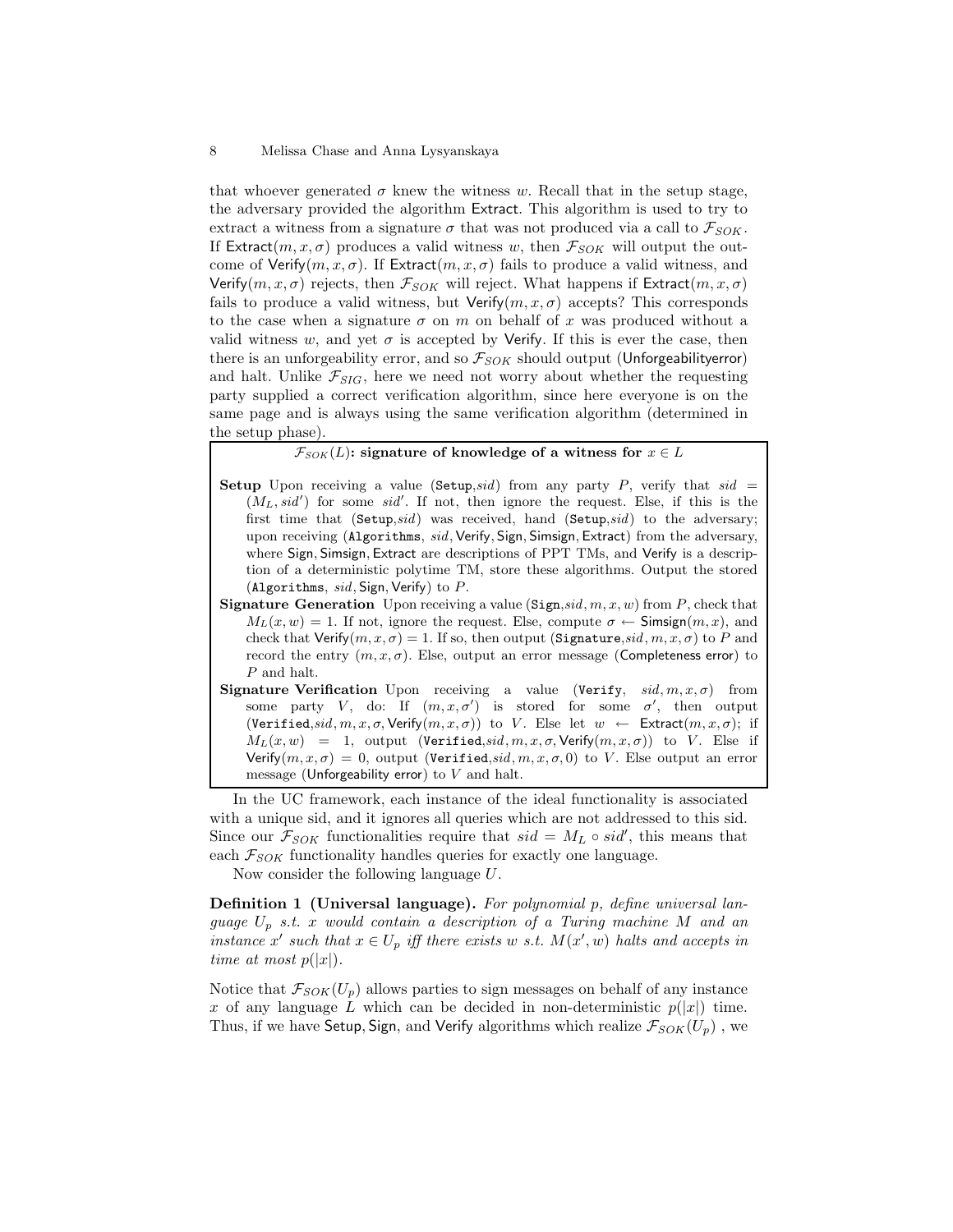that whoever generated $\sigma$ knew the witness $w$. Recall that in the setup stage, the adversary provided the algorithm $\mathsf{Extract}$. This algorithm is used to try to extract a witness from a signature $\sigma$ that was not produced via a call to $\mathcal{F}_{SOK}$. If $\mathsf{Extract}(m, x, \sigma)$ produces a valid witness $w$, then $\mathcal{F}_{SOK}$ will output the outcome of $\mathsf{Verify}(m, x, \sigma)$. If $\mathsf{Extract}(m, x, \sigma)$ fails to produce a valid witness, and $\mathsf{Verify}(m, x, \sigma)$ rejects, then $\mathcal{F}_{SOK}$ will reject. What happens if $\mathsf{Extract}(m, x, \sigma)$ fails to produce a valid witness, but $\mathsf{Verify}(m, x, \sigma)$ accepts? This corresponds to the case when a signature $\sigma$ on $m$ on behalf of $x$ was produced without a valid witness $w$, and yet $\sigma$ is accepted by $\mathsf{Verify}$. If this is ever the case, then there is an unforgeability error, and so $\mathcal{F}_{SOK}$ should output (Unforgeabilityerror) and halt. Unlike $\mathcal{F}_{SIG}$, here we need not worry about whether the requesting party supplied a correct verification algorithm, since here everyone is on the same page and is always using the same verification algorithm (determined in the setup phase).

**$\mathcal{F}_{SOK}(L)$: signature of knowledge of a witness for $x \in L$**

**Setup** Upon receiving a value (`Setup`,$sid$) from any party $P$, verify that $sid = (M_L, sid')$ for some $sid'$. If not, then ignore the request. Else, if this is the first time that (`Setup`,$sid$) was received, hand (`Setup`,$sid$) to the adversary; upon receiving (`Algorithms`, $sid$, $\mathsf{Verify}, \mathsf{Sign}, \mathsf{Simsign}, \mathsf{Extract}$) from the adversary, where $\mathsf{Sign}, \mathsf{Simsign}, \mathsf{Extract}$ are descriptions of PPT TMs, and $\mathsf{Verify}$ is a description of a deterministic polytime TM, store these algorithms. Output the stored (`Algorithms`, $sid$, $\mathsf{Sign}, \mathsf{Verify}$) to $P$.

**Signature Generation** Upon receiving a value (`Sign`,$sid, m, x, w$) from $P$, check that $M_L(x, w) = 1$. If not, ignore the request. Else, compute $\sigma \leftarrow \mathsf{Simsign}(m, x)$, and check that $\mathsf{Verify}(m, x, \sigma) = 1$. If so, then output (`Signature`,$sid, m, x, \sigma$) to $P$ and record the entry $(m, x, \sigma)$. Else, output an error message (Completeness error) to $P$ and halt.

**Signature Verification** Upon receiving a value (`Verify`, $sid, m, x, \sigma$) from some party $V$, do: If $(m, x, \sigma')$ is stored for some $\sigma'$, then output (`Verified`,$sid, m, x, \sigma, \mathsf{Verify}(m, x, \sigma)$) to $V$. Else let $w \leftarrow \mathsf{Extract}(m, x, \sigma)$; if $M_L(x, w) = 1$, output (`Verified`,$sid, m, x, \sigma, \mathsf{Verify}(m, x, \sigma)$) to $V$. Else if $\mathsf{Verify}(m, x, \sigma) = 0$, output (`Verified`,$sid, m, x, \sigma, 0$) to $V$. Else output an error message (Unforgeability error) to $V$ and halt.

In the UC framework, each instance of the ideal functionality is associated with a unique sid, and it ignores all queries which are not addressed to this sid. Since our $\mathcal{F}_{SOK}$ functionalities require that $sid = M_L \circ sid'$, this means that each $\mathcal{F}_{SOK}$ functionality handles queries for exactly one language.

Now consider the following language $U$.

**Definition 1 (Universal language).** *For polynomial $p$, define universal language $U_p$ s.t. $x$ would contain a description of a Turing machine $M$ and an instance $x'$ such that $x \in U_p$ iff there exists $w$ s.t. $M(x', w)$ halts and accepts in time at most $p(|x|)$.*

Notice that $\mathcal{F}_{SOK}(U_p)$ allows parties to sign messages on behalf of any instance $x$ of any language $L$ which can be decided in non-deterministic $p(|x|)$ time. Thus, if we have $\mathsf{Setup}, \mathsf{Sign}$, and $\mathsf{Verify}$ algorithms which realize $\mathcal{F}_{SOK}(U_p)$ , we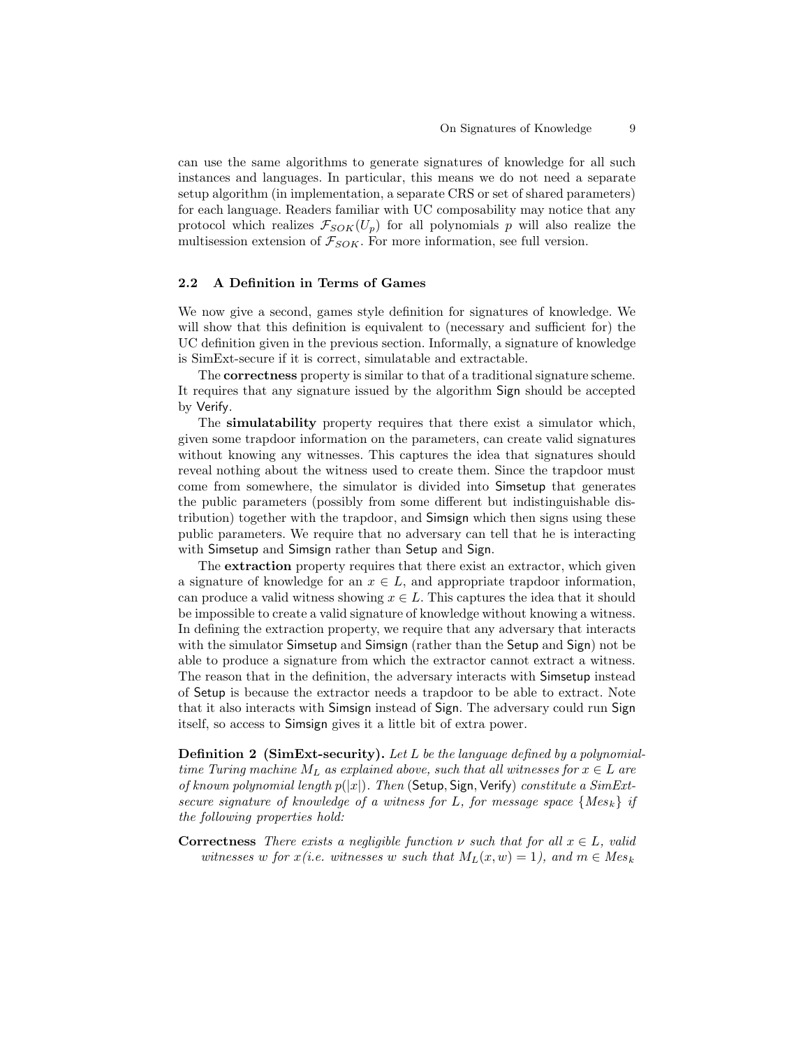can use the same algorithms to generate signatures of knowledge for all such instances and languages. In particular, this means we do not need a separate setup algorithm (in implementation, a separate CRS or set of shared parameters) for each language. Readers familiar with UC composability may notice that any protocol which realizes $\mathcal{F}_{SOK}(U_p)$ for all polynomials $p$ will also realize the multisession extension of $\mathcal{F}_{SOK}$. For more information, see full version.

### 2.2 A Definition in Terms of Games

We now give a second, games style definition for signatures of knowledge. We will show that this definition is equivalent to (necessary and sufficient for) the UC definition given in the previous section. Informally, a signature of knowledge is SimExt-secure if it is correct, simulatable and extractable.

The **correctness** property is similar to that of a traditional signature scheme. It requires that any signature issued by the algorithm Sign should be accepted by Verify.

The **simulatability** property requires that there exist a simulator which, given some trapdoor information on the parameters, can create valid signatures without knowing any witnesses. This captures the idea that signatures should reveal nothing about the witness used to create them. Since the trapdoor must come from somewhere, the simulator is divided into Simsetup that generates the public parameters (possibly from some different but indistinguishable distribution) together with the trapdoor, and Simsign which then signs using these public parameters. We require that no adversary can tell that he is interacting with Simsetup and Simsign rather than Setup and Sign.

The **extraction** property requires that there exist an extractor, which given a signature of knowledge for an $x \in L$, and appropriate trapdoor information, can produce a valid witness showing $x \in L$. This captures the idea that it should be impossible to create a valid signature of knowledge without knowing a witness. In defining the extraction property, we require that any adversary that interacts with the simulator Simsetup and Simsign (rather than the Setup and Sign) not be able to produce a signature from which the extractor cannot extract a witness. The reason that in the definition, the adversary interacts with Simsetup instead of Setup is because the extractor needs a trapdoor to be able to extract. Note that it also interacts with Simsign instead of Sign. The adversary could run Sign itself, so access to Simsign gives it a little bit of extra power.

**Definition 2 (SimExt-security).** *Let $L$ be the language defined by a polynomial-time Turing machine $M_L$ as explained above, such that all witnesses for $x \in L$ are of known polynomial length $p(|x|)$. Then* (Setup, Sign, Verify) *constitute a SimExt-secure signature of knowledge of a witness for $L$, for message space $\{Mes_k\}$ if the following properties hold:*

**Correctness** *There exists a negligible function $\nu$ such that for all $x \in L$, valid witnesses $w$ for $x$(i.e. witnesses $w$ such that $M_L(x, w) = 1$), and $m \in Mes_k$*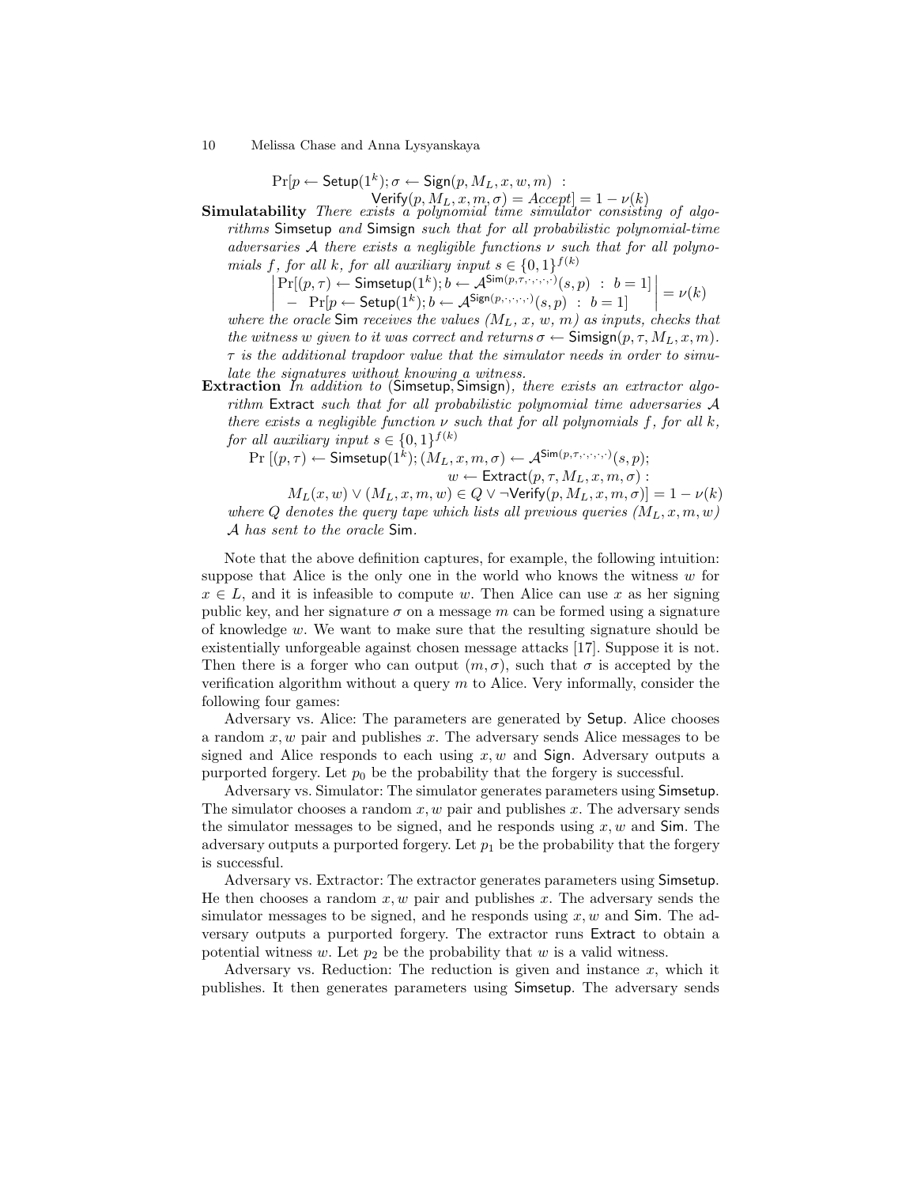$$\Pr[p \leftarrow \mathsf{Setup}(1^k); \sigma \leftarrow \mathsf{Sign}(p, M_L, x, w, m) \ : \ \mathsf{Verify}(p, M_L, x, m, \sigma) = Accept] = 1 - \nu(k)$$

**Simulatability** *There exists a polynomial time simulator consisting of algorithms* Simsetup *and* Simsign *such that for all probabilistic polynomial-time adversaries* $\mathcal{A}$ *there exists a negligible functions* $\nu$ *such that for all polynomials* $f$*, for all* $k$*, for all auxiliary input* $s \in \{0,1\}^{f(k)}$

$$\left| \begin{array}{l} \Pr[(p,\tau) \leftarrow \mathsf{Simsetup}(1^k); b \leftarrow \mathcal{A}^{\mathsf{Sim}(p,\tau,\cdot,\cdot,\cdot,\cdot)}(s,p) \ : \ b = 1] \\ - \ \Pr[p \leftarrow \mathsf{Setup}(1^k); b \leftarrow \mathcal{A}^{\mathsf{Sign}(p,\cdot,\cdot,\cdot,\cdot)}(s,p) \ : \ b = 1] \end{array} \right| = \nu(k)$$

*where the oracle* Sim *receives the values* ($M_L$, $x$, $w$, $m$) *as inputs, checks that the witness* $w$ *given to it was correct and returns* $\sigma \leftarrow \mathsf{Simsign}(p, \tau, M_L, x, m)$. $\tau$ *is the additional trapdoor value that the simulator needs in order to simulate the signatures without knowing a witness.*

**Extraction** *In addition to* (Simsetup, Simsign)*, there exists an extractor algorithm* Extract *such that for all probabilistic polynomial time adversaries* $\mathcal{A}$ *there exists a negligible function* $\nu$ *such that for all polynomials* $f$*, for all* $k$*, for all auxiliary input* $s \in \{0,1\}^{f(k)}$

$$\Pr\,[(p,\tau) \leftarrow \mathsf{Simsetup}(1^k); (M_L, x, m, \sigma) \leftarrow \mathcal{A}^{\mathsf{Sim}(p,\tau,\cdot,\cdot,\cdot,\cdot)}(s,p); \ w \leftarrow \mathsf{Extract}(p, \tau, M_L, x, m, \sigma) : \ M_L(x,w) \vee (M_L, x, m, w) \in Q \vee \neg\mathsf{Verify}(p, M_L, x, m, \sigma)] = 1 - \nu(k)$$

*where* $Q$ *denotes the query tape which lists all previous queries* $(M_L, x, m, w)$ $\mathcal{A}$ *has sent to the oracle* Sim.

Note that the above definition captures, for example, the following intuition: suppose that Alice is the only one in the world who knows the witness $w$ for $x \in L$, and it is infeasible to compute $w$. Then Alice can use $x$ as her signing public key, and her signature $\sigma$ on a message $m$ can be formed using a signature of knowledge $w$. We want to make sure that the resulting signature should be existentially unforgeable against chosen message attacks [17]. Suppose it is not. Then there is a forger who can output $(m, \sigma)$, such that $\sigma$ is accepted by the verification algorithm without a query $m$ to Alice. Very informally, consider the following four games:

Adversary vs. Alice: The parameters are generated by Setup. Alice chooses a random $x, w$ pair and publishes $x$. The adversary sends Alice messages to be signed and Alice responds to each using $x, w$ and Sign. Adversary outputs a purported forgery. Let $p_0$ be the probability that the forgery is successful.

Adversary vs. Simulator: The simulator generates parameters using Simsetup. The simulator chooses a random $x, w$ pair and publishes $x$. The adversary sends the simulator messages to be signed, and he responds using $x, w$ and Sim. The adversary outputs a purported forgery. Let $p_1$ be the probability that the forgery is successful.

Adversary vs. Extractor: The extractor generates parameters using Simsetup. He then chooses a random $x, w$ pair and publishes $x$. The adversary sends the simulator messages to be signed, and he responds using $x, w$ and Sim. The adversary outputs a purported forgery. The extractor runs Extract to obtain a potential witness $w$. Let $p_2$ be the probability that $w$ is a valid witness.

Adversary vs. Reduction: The reduction is given and instance $x$, which it publishes. It then generates parameters using Simsetup. The adversary sends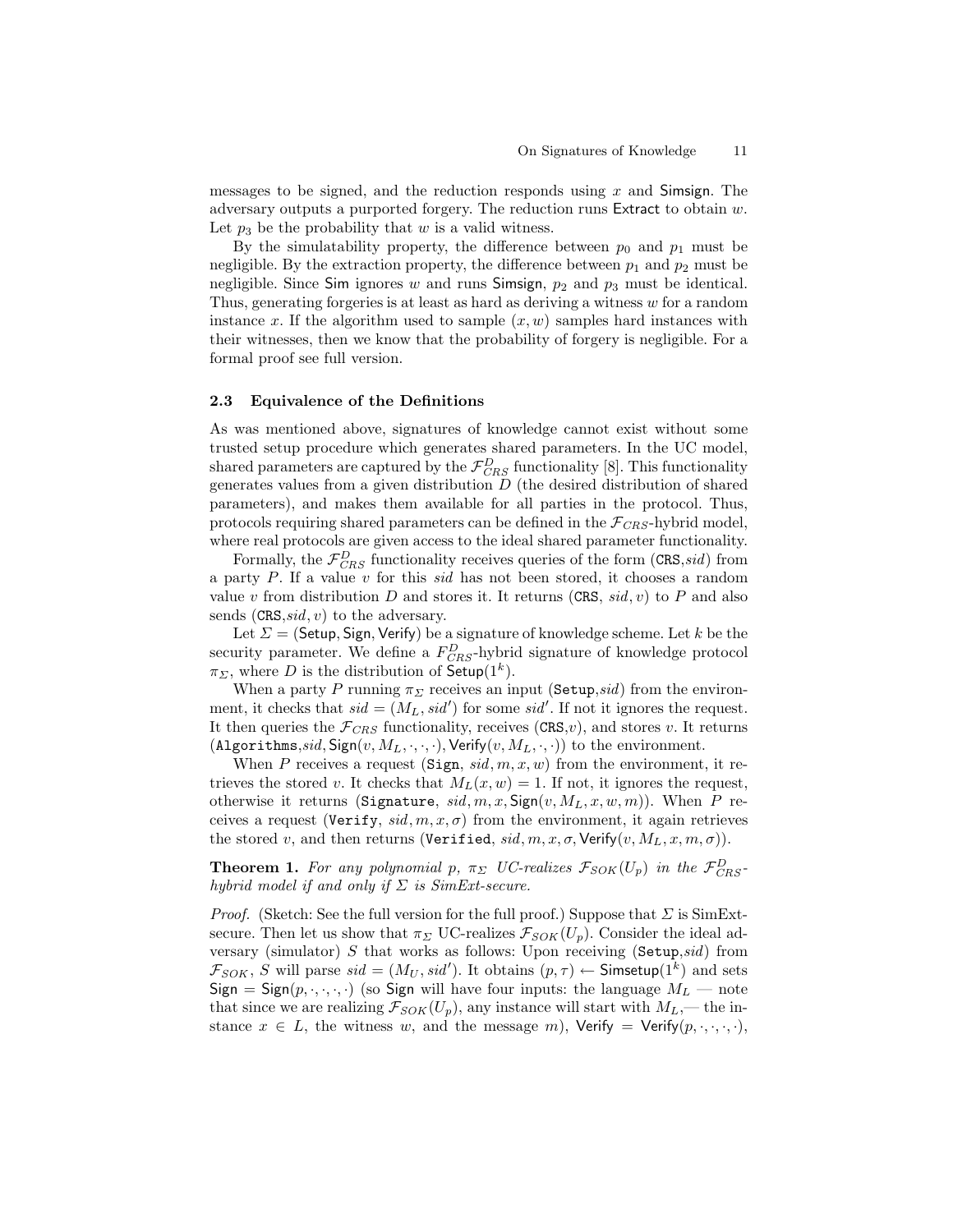messages to be signed, and the reduction responds using $x$ and $\mathsf{Simsign}$. The adversary outputs a purported forgery. The reduction runs $\mathsf{Extract}$ to obtain $w$. Let $p_3$ be the probability that $w$ is a valid witness.

By the simulatability property, the difference between $p_0$ and $p_1$ must be negligible. By the extraction property, the difference between $p_1$ and $p_2$ must be negligible. Since $\mathsf{Sim}$ ignores $w$ and runs $\mathsf{Simsign}$, $p_2$ and $p_3$ must be identical. Thus, generating forgeries is at least as hard as deriving a witness $w$ for a random instance $x$. If the algorithm used to sample $(x, w)$ samples hard instances with their witnesses, then we know that the probability of forgery is negligible. For a formal proof see full version.

### 2.3 Equivalence of the Definitions

As was mentioned above, signatures of knowledge cannot exist without some trusted setup procedure which generates shared parameters. In the UC model, shared parameters are captured by the $\mathcal{F}_{CRS}^{D}$ functionality [8]. This functionality generates values from a given distribution $D$ (the desired distribution of shared parameters), and makes them available for all parties in the protocol. Thus, protocols requiring shared parameters can be defined in the $\mathcal{F}_{CRS}$-hybrid model, where real protocols are given access to the ideal shared parameter functionality.

Formally, the $\mathcal{F}_{CRS}^{D}$ functionality receives queries of the form $(\texttt{CRS}, sid)$ from a party $P$. If a value $v$ for this $sid$ has not been stored, it chooses a random value $v$ from distribution $D$ and stores it. It returns $(\texttt{CRS}, sid, v)$ to $P$ and also sends $(\texttt{CRS}, sid, v)$ to the adversary.

Let $\Sigma = (\mathsf{Setup}, \mathsf{Sign}, \mathsf{Verify})$ be a signature of knowledge scheme. Let $k$ be the security parameter. We define a $F_{CRS}^{D}$-hybrid signature of knowledge protocol $\pi_\Sigma$, where $D$ is the distribution of $\mathsf{Setup}(1^k)$.

When a party $P$ running $\pi_\Sigma$ receives an input $(\texttt{Setup}, sid)$ from the environment, it checks that $sid = (M_L, sid')$ for some $sid'$. If not it ignores the request. It then queries the $\mathcal{F}_{CRS}$ functionality, receives $(\texttt{CRS}, v)$, and stores $v$. It returns $(\texttt{Algorithms}, sid, \mathsf{Sign}(v, M_L, \cdot, \cdot, \cdot), \mathsf{Verify}(v, M_L, \cdot, \cdot))$ to the environment.

When $P$ receives a request $(\texttt{Sign}, sid, m, x, w)$ from the environment, it retrieves the stored $v$. It checks that $M_L(x, w) = 1$. If not, it ignores the request, otherwise it returns $(\texttt{Signature}, sid, m, x, \mathsf{Sign}(v, M_L, x, w, m))$. When $P$ receives a request $(\texttt{Verify}, sid, m, x, \sigma)$ from the environment, it again retrieves the stored $v$, and then returns $(\texttt{Verified}, sid, m, x, \sigma, \mathsf{Verify}(v, M_L, x, m, \sigma))$.

**Theorem 1.** *For any polynomial $p$, $\pi_\Sigma$ UC-realizes $\mathcal{F}_{SOK}(U_p)$ in the $\mathcal{F}_{CRS}^{D}$-hybrid model if and only if $\Sigma$ is SimExt-secure.*

*Proof.* (Sketch: See the full version for the full proof.) Suppose that $\Sigma$ is SimExt-secure. Then let us show that $\pi_\Sigma$ UC-realizes $\mathcal{F}_{SOK}(U_p)$. Consider the ideal adversary (simulator) $S$ that works as follows: Upon receiving $(\texttt{Setup}, sid)$ from $\mathcal{F}_{SOK}$, $S$ will parse $sid = (M_U, sid')$. It obtains $(p, \tau) \leftarrow \mathsf{Simsetup}(1^k)$ and sets $\mathsf{Sign} = \mathsf{Sign}(p, \cdot, \cdot, \cdot, \cdot)$ (so $\mathsf{Sign}$ will have four inputs: the language $M_L$ — note that since we are realizing $\mathcal{F}_{SOK}(U_p)$, any instance will start with $M_L$,— the instance $x \in L$, the witness $w$, and the message $m$), $\mathsf{Verify} = \mathsf{Verify}(p, \cdot, \cdot, \cdot, \cdot)$,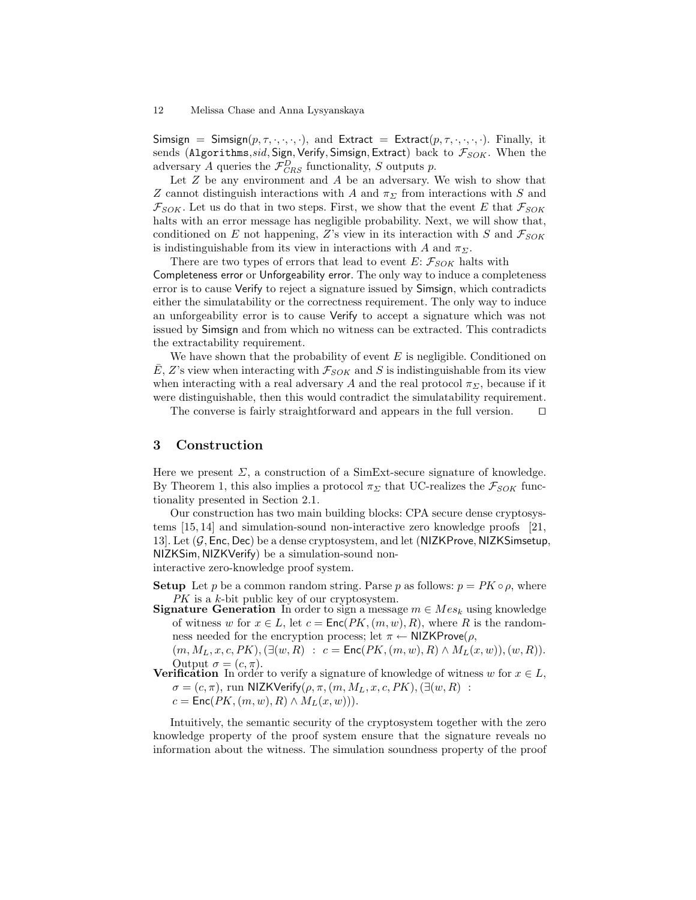Simsign = Simsign$(p, \tau, \cdot, \cdot, \cdot, \cdot)$, and Extract = Extract$(p, \tau, \cdot, \cdot, \cdot, \cdot)$. Finally, it sends (Algorithms, $sid$, Sign, Verify, Simsign, Extract) back to $\mathcal{F}_{SOK}$. When the adversary $A$ queries the $\mathcal{F}^{D}_{CRS}$ functionality, $S$ outputs $p$.

Let $Z$ be any environment and $A$ be an adversary. We wish to show that $Z$ cannot distinguish interactions with $A$ and $\pi_\Sigma$ from interactions with $S$ and $\mathcal{F}_{SOK}$. Let us do that in two steps. First, we show that the event $E$ that $\mathcal{F}_{SOK}$ halts with an error message has negligible probability. Next, we will show that, conditioned on $E$ not happening, $Z$'s view in its interaction with $S$ and $\mathcal{F}_{SOK}$ is indistinguishable from its view in interactions with $A$ and $\pi_\Sigma$.

There are two types of errors that lead to event $E$: $\mathcal{F}_{SOK}$ halts with Completeness error or Unforgeability error. The only way to induce a completeness error is to cause Verify to reject a signature issued by Simsign, which contradicts either the simulatability or the correctness requirement. The only way to induce an unforgeability error is to cause Verify to accept a signature which was not issued by Simsign and from which no witness can be extracted. This contradicts the extractability requirement.

We have shown that the probability of event $E$ is negligible. Conditioned on $\bar{E}$, $Z$'s view when interacting with $\mathcal{F}_{SOK}$ and $S$ is indistinguishable from its view when interacting with a real adversary $A$ and the real protocol $\pi_\Sigma$, because if it were distinguishable, then this would contradict the simulatability requirement.

The converse is fairly straightforward and appears in the full version. □

## 3 Construction

Here we present $\Sigma$, a construction of a SimExt-secure signature of knowledge. By Theorem 1, this also implies a protocol $\pi_\Sigma$ that UC-realizes the $\mathcal{F}_{SOK}$ functionality presented in Section 2.1.

Our construction has two main building blocks: CPA secure dense cryptosystems [15, 14] and simulation-sound non-interactive zero knowledge proofs [21, 13]. Let $(\mathcal{G}, \mathsf{Enc}, \mathsf{Dec})$ be a dense cryptosystem, and let (NIZKProve, NIZKSimsetup, NIZKSim, NIZKVerify) be a simulation-sound non-interactive zero-knowledge proof system.

**Setup** Let $p$ be a common random string. Parse $p$ as follows: $p = PK \circ \rho$, where $PK$ is a $k$-bit public key of our cryptosystem.

**Signature Generation** In order to sign a message $m \in Mes_k$ using knowledge of witness $w$ for $x \in L$, let $c = \mathsf{Enc}(PK, (m, w), R)$, where $R$ is the randomness needed for the encryption process; let $\pi \leftarrow \mathsf{NIZKProve}(\rho, (m, M_L, x, c, PK), (\exists (w, R) \ : \ c = \mathsf{Enc}(PK, (m, w), R) \wedge M_L(x, w)), (w, R))$. Output $\sigma = (c, \pi)$.

**Verification** In order to verify a signature of knowledge of witness $w$ for $x \in L$, $\sigma = (c, \pi)$, run $\mathsf{NIZKVerify}(\rho, \pi, (m, M_L, x, c, PK), (\exists (w, R) \ : c = \mathsf{Enc}(PK, (m, w), R) \wedge M_L(x, w)))$.

Intuitively, the semantic security of the cryptosystem together with the zero knowledge property of the proof system ensure that the signature reveals no information about the witness. The simulation soundness property of the proof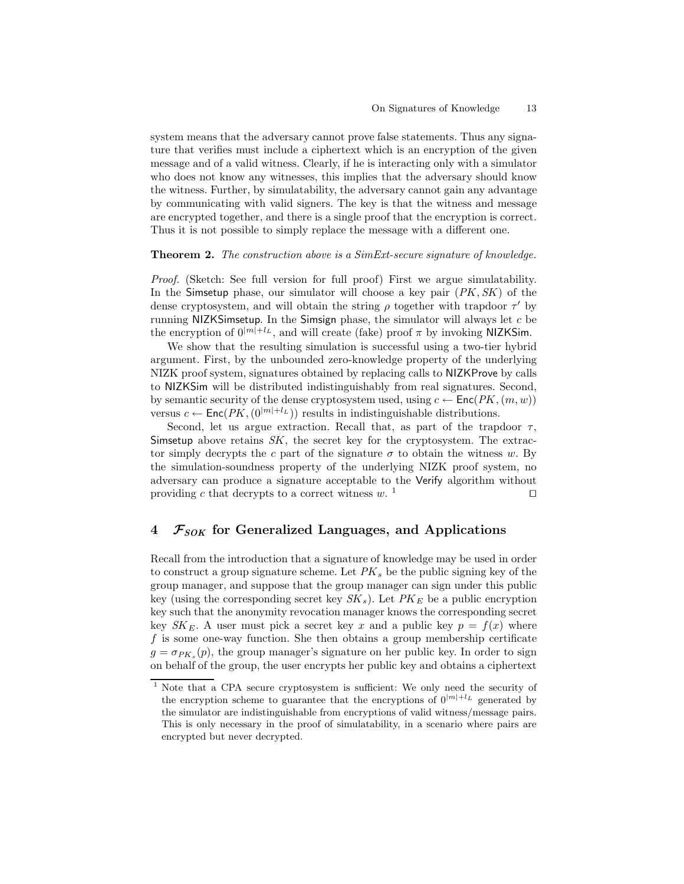system means that the adversary cannot prove false statements. Thus any signature that verifies must include a ciphertext which is an encryption of the given message and of a valid witness. Clearly, if he is interacting only with a simulator who does not know any witnesses, this implies that the adversary should know the witness. Further, by simulatability, the adversary cannot gain any advantage by communicating with valid signers. The key is that the witness and message are encrypted together, and there is a single proof that the encryption is correct. Thus it is not possible to simply replace the message with a different one.

**Theorem 2.** *The construction above is a SimExt-secure signature of knowledge.*

*Proof.* (Sketch: See full version for full proof) First we argue simulatability. In the Simsetup phase, our simulator will choose a key pair $(PK, SK)$ of the dense cryptosystem, and will obtain the string $\rho$ together with trapdoor $\tau'$ by running NIZKSimsetup. In the Simsign phase, the simulator will always let $c$ be the encryption of $0^{|m|+l_L}$, and will create (fake) proof $\pi$ by invoking NIZKSim.

We show that the resulting simulation is successful using a two-tier hybrid argument. First, by the unbounded zero-knowledge property of the underlying NIZK proof system, signatures obtained by replacing calls to NIZKProve by calls to NIZKSim will be distributed indistinguishably from real signatures. Second, by semantic security of the dense cryptosystem used, using $c \leftarrow \mathsf{Enc}(PK, (m, w))$ versus $c \leftarrow \mathsf{Enc}(PK, (0^{|m|+l_L}))$ results in indistinguishable distributions.

Second, let us argue extraction. Recall that, as part of the trapdoor $\tau$, Simsetup above retains $SK$, the secret key for the cryptosystem. The extractor simply decrypts the $c$ part of the signature $\sigma$ to obtain the witness $w$. By the simulation-soundness property of the underlying NIZK proof system, no adversary can produce a signature acceptable to the Verify algorithm without providing $c$ that decrypts to a correct witness $w$. [1] ⊓⊔

## 4 $\mathcal{F}_{SOK}$ for Generalized Languages, and Applications

Recall from the introduction that a signature of knowledge may be used in order to construct a group signature scheme. Let $PK_s$ be the public signing key of the group manager, and suppose that the group manager can sign under this public key (using the corresponding secret key $SK_s$). Let $PK_E$ be a public encryption key such that the anonymity revocation manager knows the corresponding secret key $SK_E$. A user must pick a secret key $x$ and a public key $p = f(x)$ where $f$ is some one-way function. She then obtains a group membership certificate $g = \sigma_{PK_s}(p)$, the group manager's signature on her public key. In order to sign on behalf of the group, the user encrypts her public key and obtains a ciphertext

[1] Note that a CPA secure cryptosystem is sufficient: We only need the security of the encryption scheme to guarantee that the encryptions of $0^{|m|+l_L}$ generated by the simulator are indistinguishable from encryptions of valid witness/message pairs. This is only necessary in the proof of simulatability, in a scenario where pairs are encrypted but never decrypted.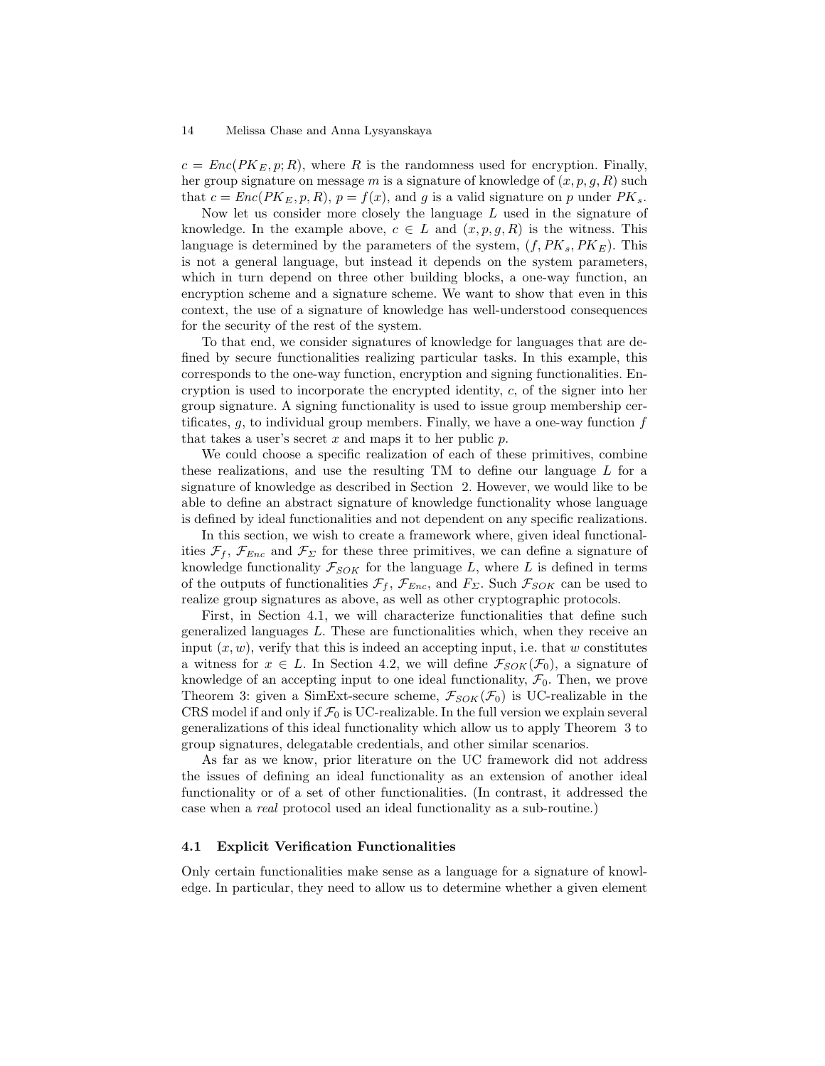$c = Enc(PK_E, p; R)$, where $R$ is the randomness used for encryption. Finally, her group signature on message $m$ is a signature of knowledge of $(x, p, g, R)$ such that $c = Enc(PK_E, p, R)$, $p = f(x)$, and $g$ is a valid signature on $p$ under $PK_s$.

Now let us consider more closely the language $L$ used in the signature of knowledge. In the example above, $c \in L$ and $(x, p, g, R)$ is the witness. This language is determined by the parameters of the system, $(f, PK_s, PK_E)$. This is not a general language, but instead it depends on the system parameters, which in turn depend on three other building blocks, a one-way function, an encryption scheme and a signature scheme. We want to show that even in this context, the use of a signature of knowledge has well-understood consequences for the security of the rest of the system.

To that end, we consider signatures of knowledge for languages that are defined by secure functionalities realizing particular tasks. In this example, this corresponds to the one-way function, encryption and signing functionalities. Encryption is used to incorporate the encrypted identity, $c$, of the signer into her group signature. A signing functionality is used to issue group membership certificates, $g$, to individual group members. Finally, we have a one-way function $f$ that takes a user's secret $x$ and maps it to her public $p$.

We could choose a specific realization of each of these primitives, combine these realizations, and use the resulting TM to define our language $L$ for a signature of knowledge as described in Section 2. However, we would like to be able to define an abstract signature of knowledge functionality whose language is defined by ideal functionalities and not dependent on any specific realizations.

In this section, we wish to create a framework where, given ideal functionalities $\mathcal{F}_f$, $\mathcal{F}_{Enc}$ and $\mathcal{F}_{\Sigma}$ for these three primitives, we can define a signature of knowledge functionality $\mathcal{F}_{SOK}$ for the language $L$, where $L$ is defined in terms of the outputs of functionalities $\mathcal{F}_f$, $\mathcal{F}_{Enc}$, and $F_{\Sigma}$. Such $\mathcal{F}_{SOK}$ can be used to realize group signatures as above, as well as other cryptographic protocols.

First, in Section 4.1, we will characterize functionalities that define such generalized languages $L$. These are functionalities which, when they receive an input $(x, w)$, verify that this is indeed an accepting input, i.e. that $w$ constitutes a witness for $x \in L$. In Section 4.2, we will define $\mathcal{F}_{SOK}(\mathcal{F}_0)$, a signature of knowledge of an accepting input to one ideal functionality, $\mathcal{F}_0$. Then, we prove Theorem 3: given a SimExt-secure scheme, $\mathcal{F}_{SOK}(\mathcal{F}_0)$ is UC-realizable in the CRS model if and only if $\mathcal{F}_0$ is UC-realizable. In the full version we explain several generalizations of this ideal functionality which allow us to apply Theorem 3 to group signatures, delegatable credentials, and other similar scenarios.

As far as we know, prior literature on the UC framework did not address the issues of defining an ideal functionality as an extension of another ideal functionality or of a set of other functionalities. (In contrast, it addressed the case when a *real* protocol used an ideal functionality as a sub-routine.)

### 4.1 Explicit Verification Functionalities

Only certain functionalities make sense as a language for a signature of knowledge. In particular, they need to allow us to determine whether a given element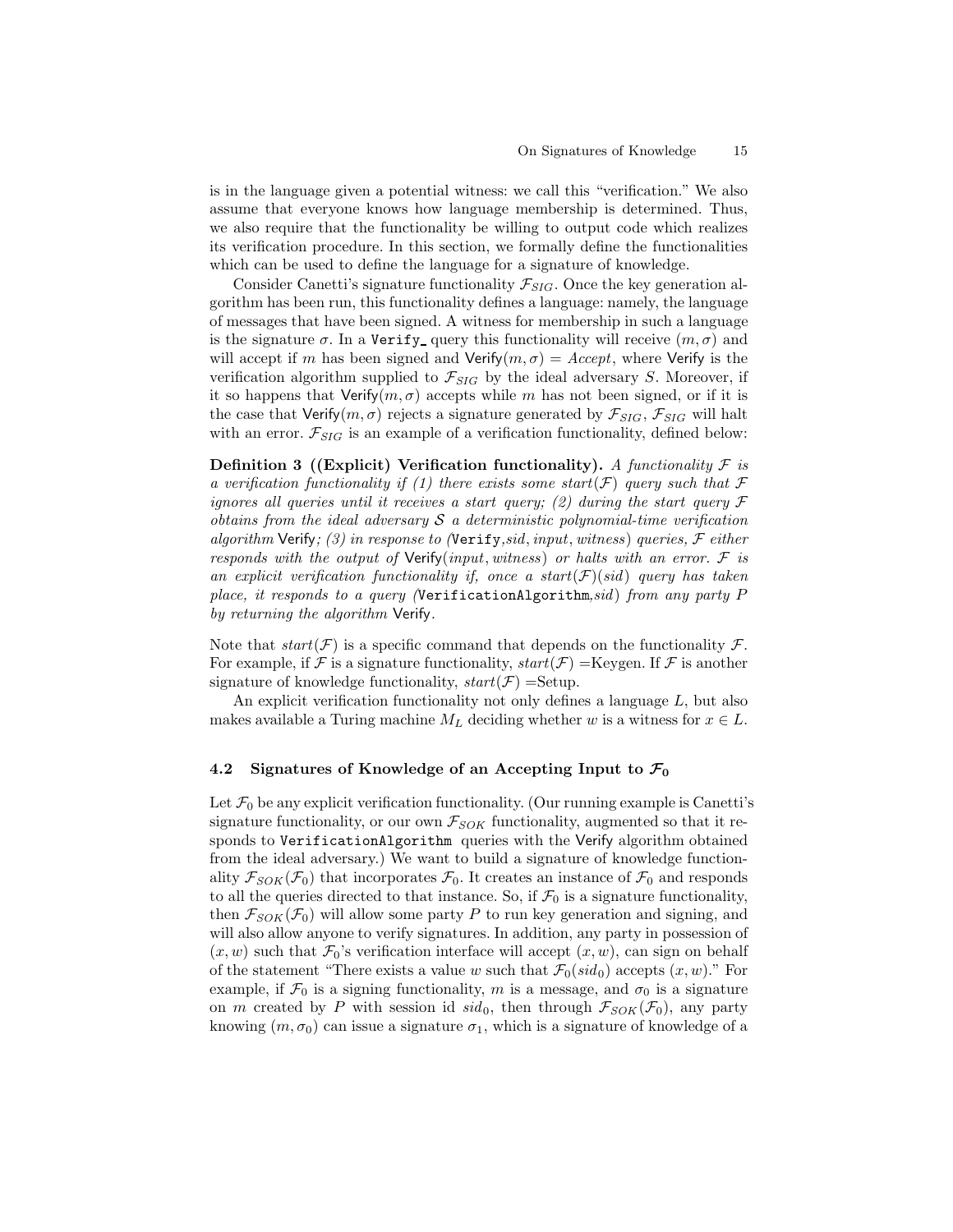is in the language given a potential witness: we call this "verification." We also assume that everyone knows how language membership is determined. Thus, we also require that the functionality be willing to output code which realizes its verification procedure. In this section, we formally define the functionalities which can be used to define the language for a signature of knowledge.

Consider Canetti's signature functionality $\mathcal{F}_{SIG}$. Once the key generation algorithm has been run, this functionality defines a language: namely, the language of messages that have been signed. A witness for membership in such a language is the signature $\sigma$. In a `Verify_` query this functionality will receive $(m, \sigma)$ and will accept if $m$ has been signed and $\mathsf{Verify}(m, \sigma) = \mathit{Accept}$, where Verify is the verification algorithm supplied to $\mathcal{F}_{SIG}$ by the ideal adversary $S$. Moreover, if it so happens that $\mathsf{Verify}(m, \sigma)$ accepts while $m$ has not been signed, or if it is the case that $\mathsf{Verify}(m, \sigma)$ rejects a signature generated by $\mathcal{F}_{SIG}$, $\mathcal{F}_{SIG}$ will halt with an error. $\mathcal{F}_{SIG}$ is an example of a verification functionality, defined below:

**Definition 3 ((Explicit) Verification functionality).** *A functionality $\mathcal{F}$ is a verification functionality if (1) there exists some $start(\mathcal{F})$ query such that $\mathcal{F}$ ignores all queries until it receives a start query; (2) during the start query $\mathcal{F}$ obtains from the ideal adversary $\mathcal{S}$ a deterministic polynomial-time verification algorithm* Verify*; (3) in response to (*`Verify`*, $sid$, $input$, $witness$) queries, $\mathcal{F}$ either responds with the output of* $\mathsf{Verify}(input, witness)$ *or halts with an error. $\mathcal{F}$ is an explicit verification functionality if, once a $start(\mathcal{F})(sid)$ query has taken place, it responds to a query (*`VerificationAlgorithm`*, $sid$) from any party $P$ by returning the algorithm* Verify.

Note that $start(\mathcal{F})$ is a specific command that depends on the functionality $\mathcal{F}$. For example, if $\mathcal{F}$ is a signature functionality, $start(\mathcal{F})$ =Keygen. If $\mathcal{F}$ is another signature of knowledge functionality, $start(\mathcal{F})$ =Setup.

An explicit verification functionality not only defines a language $L$, but also makes available a Turing machine $M_L$ deciding whether $w$ is a witness for $x \in L$.

### 4.2 Signatures of Knowledge of an Accepting Input to $\mathcal{F}_0$

Let $\mathcal{F}_0$ be any explicit verification functionality. (Our running example is Canetti's signature functionality, or our own $\mathcal{F}_{SOK}$ functionality, augmented so that it responds to `VerificationAlgorithm` queries with the Verify algorithm obtained from the ideal adversary.) We want to build a signature of knowledge functionality $\mathcal{F}_{SOK}(\mathcal{F}_0)$ that incorporates $\mathcal{F}_0$. It creates an instance of $\mathcal{F}_0$ and responds to all the queries directed to that instance. So, if $\mathcal{F}_0$ is a signature functionality, then $\mathcal{F}_{SOK}(\mathcal{F}_0)$ will allow some party $P$ to run key generation and signing, and will also allow anyone to verify signatures. In addition, any party in possession of $(x, w)$ such that $\mathcal{F}_0$'s verification interface will accept $(x, w)$, can sign on behalf of the statement "There exists a value $w$ such that $\mathcal{F}_0(sid_0)$ accepts $(x, w)$." For example, if $\mathcal{F}_0$ is a signing functionality, $m$ is a message, and $\sigma_0$ is a signature on $m$ created by $P$ with session id $sid_0$, then through $\mathcal{F}_{SOK}(\mathcal{F}_0)$, any party knowing $(m, \sigma_0)$ can issue a signature $\sigma_1$, which is a signature of knowledge of a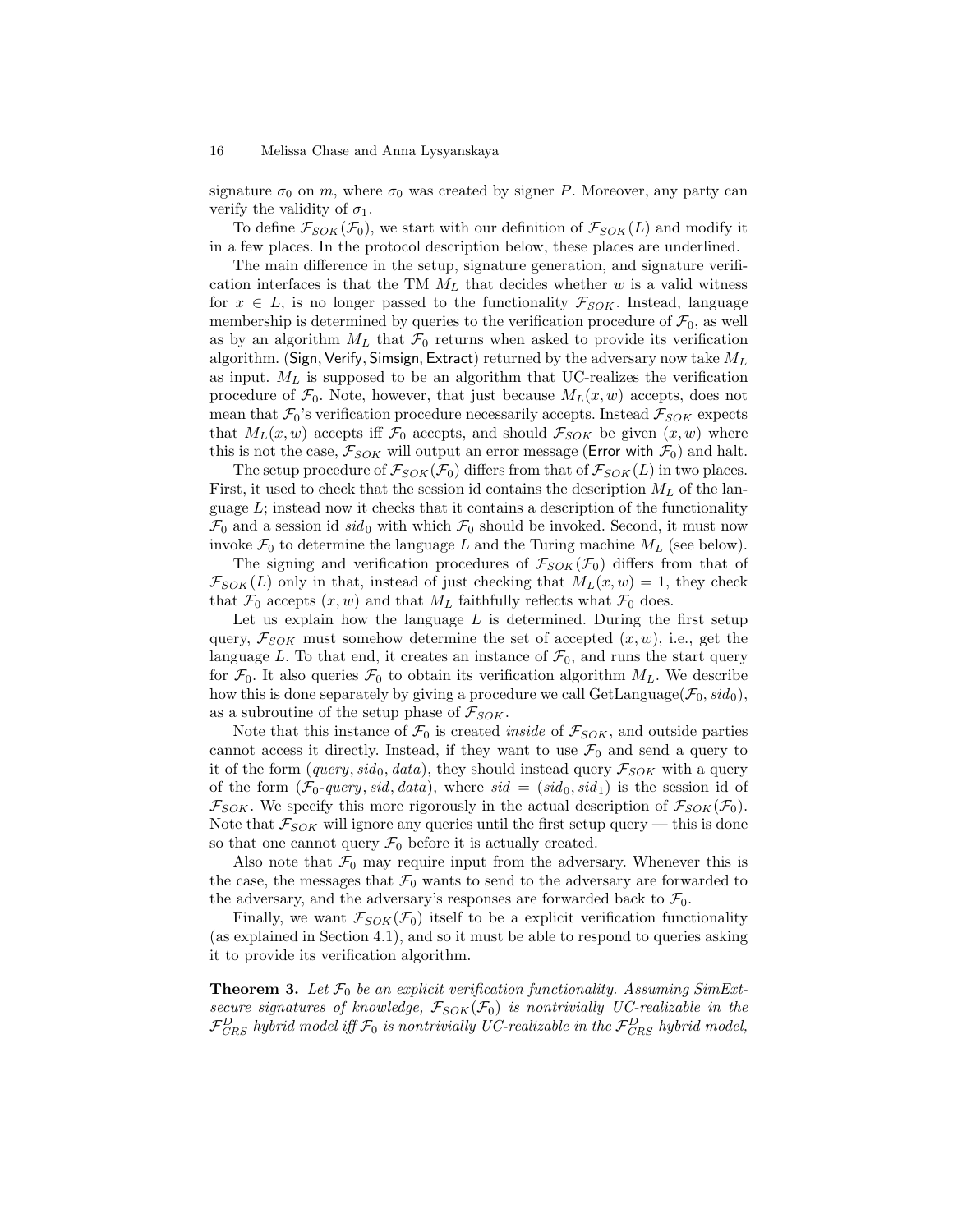signature $\sigma_0$ on $m$, where $\sigma_0$ was created by signer $P$. Moreover, any party can verify the validity of $\sigma_1$.

To define $\mathcal{F}_{SOK}(\mathcal{F}_0)$, we start with our definition of $\mathcal{F}_{SOK}(L)$ and modify it in a few places. In the protocol description below, these places are underlined.

The main difference in the setup, signature generation, and signature verification interfaces is that the TM $M_L$ that decides whether $w$ is a valid witness for $x \in L$, is no longer passed to the functionality $\mathcal{F}_{SOK}$. Instead, language membership is determined by queries to the verification procedure of $\mathcal{F}_0$, as well as by an algorithm $M_L$ that $\mathcal{F}_0$ returns when asked to provide its verification algorithm. (Sign, Verify, Simsign, Extract) returned by the adversary now take $M_L$ as input. $M_L$ is supposed to be an algorithm that UC-realizes the verification procedure of $\mathcal{F}_0$. Note, however, that just because $M_L(x, w)$ accepts, does not mean that $\mathcal{F}_0$'s verification procedure necessarily accepts. Instead $\mathcal{F}_{SOK}$ expects that $M_L(x, w)$ accepts iff $\mathcal{F}_0$ accepts, and should $\mathcal{F}_{SOK}$ be given $(x, w)$ where this is not the case, $\mathcal{F}_{SOK}$ will output an error message (Error with $\mathcal{F}_0$) and halt.

The setup procedure of $\mathcal{F}_{SOK}(\mathcal{F}_0)$ differs from that of $\mathcal{F}_{SOK}(L)$ in two places. First, it used to check that the session id contains the description $M_L$ of the language $L$; instead now it checks that it contains a description of the functionality $\mathcal{F}_0$ and a session id $sid_0$ with which $\mathcal{F}_0$ should be invoked. Second, it must now invoke $\mathcal{F}_0$ to determine the language $L$ and the Turing machine $M_L$ (see below).

The signing and verification procedures of $\mathcal{F}_{SOK}(\mathcal{F}_0)$ differs from that of $\mathcal{F}_{SOK}(L)$ only in that, instead of just checking that $M_L(x, w) = 1$, they check that $\mathcal{F}_0$ accepts $(x, w)$ and that $M_L$ faithfully reflects what $\mathcal{F}_0$ does.

Let us explain how the language $L$ is determined. During the first setup query, $\mathcal{F}_{SOK}$ must somehow determine the set of accepted $(x, w)$, i.e., get the language $L$. To that end, it creates an instance of $\mathcal{F}_0$, and runs the start query for $\mathcal{F}_0$. It also queries $\mathcal{F}_0$ to obtain its verification algorithm $M_L$. We describe how this is done separately by giving a procedure we call $\text{GetLanguage}(\mathcal{F}_0, sid_0)$, as a subroutine of the setup phase of $\mathcal{F}_{SOK}$.

Note that this instance of $\mathcal{F}_0$ is created *inside* of $\mathcal{F}_{SOK}$, and outside parties cannot access it directly. Instead, if they want to use $\mathcal{F}_0$ and send a query to it of the form $(query, sid_0, data)$, they should instead query $\mathcal{F}_{SOK}$ with a query of the form $(\mathcal{F}_0\text{-}query, sid, data)$, where $sid = (sid_0, sid_1)$ is the session id of $\mathcal{F}_{SOK}$. We specify this more rigorously in the actual description of $\mathcal{F}_{SOK}(\mathcal{F}_0)$. Note that $\mathcal{F}_{SOK}$ will ignore any queries until the first setup query — this is done so that one cannot query $\mathcal{F}_0$ before it is actually created.

Also note that $\mathcal{F}_0$ may require input from the adversary. Whenever this is the case, the messages that $\mathcal{F}_0$ wants to send to the adversary are forwarded to the adversary, and the adversary's responses are forwarded back to $\mathcal{F}_0$.

Finally, we want $\mathcal{F}_{SOK}(\mathcal{F}_0)$ itself to be a explicit verification functionality (as explained in Section 4.1), and so it must be able to respond to queries asking it to provide its verification algorithm.

**Theorem 3.** *Let $\mathcal{F}_0$ be an explicit verification functionality. Assuming SimExt-secure signatures of knowledge, $\mathcal{F}_{SOK}(\mathcal{F}_0)$ is nontrivially UC-realizable in the $\mathcal{F}_{CRS}^D$ hybrid model iff $\mathcal{F}_0$ is nontrivially UC-realizable in the $\mathcal{F}_{CRS}^D$ hybrid model,*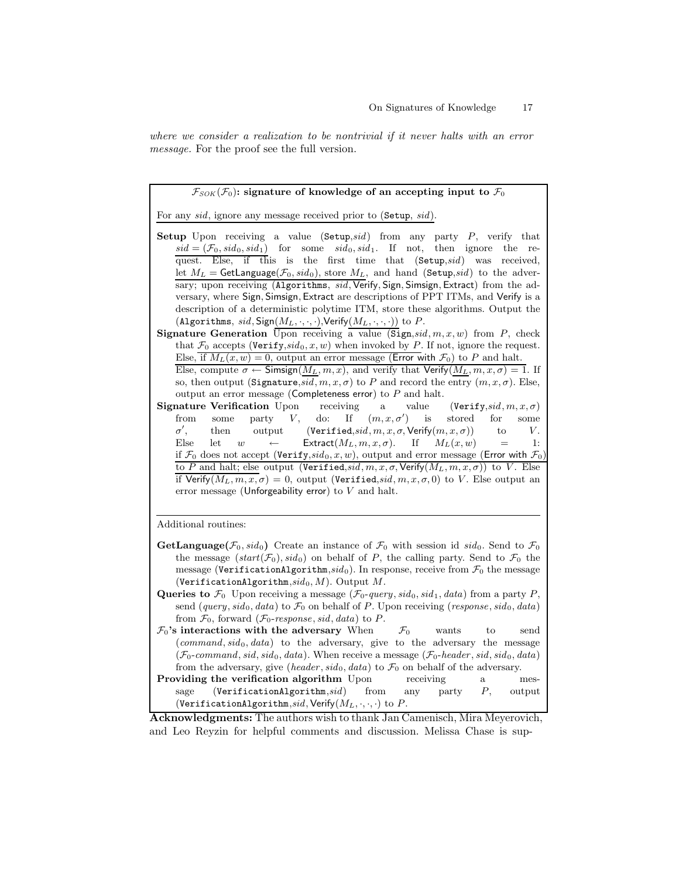*where we consider a realization to be nontrivial if it never halts with an error message.* For the proof see the full version.

---

**$\mathcal{F}_{SOK}(\mathcal{F}_0)$: signature of knowledge of an accepting input to $\mathcal{F}_0$**

For any $sid$, ignore any message received prior to (Setup, $sid$).

**Setup** Upon receiving a value (Setup,$sid$) from any party $P$, verify that $sid = (\mathcal{F}_0, sid_0, sid_1)$ for some $sid_0, sid_1$. If not, then ignore the request. Else, if this is the first time that (Setup,$sid$) was received, let $M_L = \mathsf{GetLanguage}(\mathcal{F}_0, sid_0)$, store $M_L$, and hand (Setup,$sid$) to the adversary; upon receiving (Algorithms, $sid$, Verify, Sign, Simsign, Extract) from the adversary, where Sign, Simsign, Extract are descriptions of PPT ITMs, and Verify is a description of a deterministic polytime ITM, store these algorithms. Output the (Algorithms, $sid$, $\mathsf{Sign}(M_L, \cdot, \cdot, \cdot)$, $\mathsf{Verify}(M_L, \cdot, \cdot, \cdot)$) to $P$.

**Signature Generation** Upon receiving a value (Sign,$sid, m, x, w$) from $P$, check that $\mathcal{F}_0$ accepts (Verify,$sid_0, x, w$) when invoked by $P$. If not, ignore the request. Else, if $M_L(x, w) = 0$, output an error message (Error with $\mathcal{F}_0$) to $P$ and halt. Else, compute $\sigma \leftarrow \mathsf{Simsign}(M_L, m, x)$, and verify that $\mathsf{Verify}(M_L, m, x, \sigma) = 1$. If so, then output (Signature,$sid, m, x, \sigma$) to $P$ and record the entry $(m, x, \sigma)$. Else, output an error message (Completeness error) to $P$ and halt.

**Signature Verification** Upon receiving a value (Verify,$sid, m, x, \sigma$) from some party $V$, do: If $(m, x, \sigma')$ is stored for some $\sigma'$, then output (Verified,$sid, m, x, \sigma$, $\mathsf{Verify}(m, x, \sigma)$) to $V$. Else let $w \leftarrow \mathsf{Extract}(M_L, m, x, \sigma)$. If $M_L(x, w) = 1$: if $\mathcal{F}_0$ does not accept (Verify,$sid_0, x, w$), output and error message (Error with $\mathcal{F}_0$) to $P$ and halt; else output (Verified,$sid, m, x, \sigma$, $\mathsf{Verify}(M_L, m, x, \sigma)$) to $V$. Else if $\mathsf{Verify}(M_L, m, x, \sigma) = 0$, output (Verified,$sid, m, x, \sigma, 0$) to $V$. Else output an error message (Unforgeability error) to $V$ and halt.

---

Additional routines:

**GetLanguage($\mathcal{F}_0, sid_0$)** Create an instance of $\mathcal{F}_0$ with session id $sid_0$. Send to $\mathcal{F}_0$ the message $(start(\mathcal{F}_0), sid_0)$ on behalf of $P$, the calling party. Send to $\mathcal{F}_0$ the message (VerificationAlgorithm,$sid_0$). In response, receive from $\mathcal{F}_0$ the message (VerificationAlgorithm,$sid_0, M$). Output $M$.

**Queries to $\mathcal{F}_0$** Upon receiving a message ($\mathcal{F}_0$-$query$, $sid_0, sid_1, data$) from a party $P$, send $(query, sid_0, data)$ to $\mathcal{F}_0$ on behalf of $P$. Upon receiving $(response, sid_0, data)$ from $\mathcal{F}_0$, forward ($\mathcal{F}_0$-$response$, $sid, data$) to $P$.

**$\mathcal{F}_0$'s interactions with the adversary** When $\mathcal{F}_0$ wants to send $(command, sid_0, data)$ to the adversary, give to the adversary the message ($\mathcal{F}_0$-$command$, $sid, sid_0, data$). When receive a message ($\mathcal{F}_0$-$header$, $sid, sid_0, data$) from the adversary, give $(header, sid_0, data)$ to $\mathcal{F}_0$ on behalf of the adversary.

**Providing the verification algorithm** Upon receiving a message (VerificationAlgorithm,$sid$) from any party $P$, output (VerificationAlgorithm,$sid$, $\mathsf{Verify}(M_L, \cdot, \cdot, \cdot)$ to $P$.

---

**Acknowledgments:** The authors wish to thank Jan Camenisch, Mira Meyerovich, and Leo Reyzin for helpful comments and discussion. Melissa Chase is sup-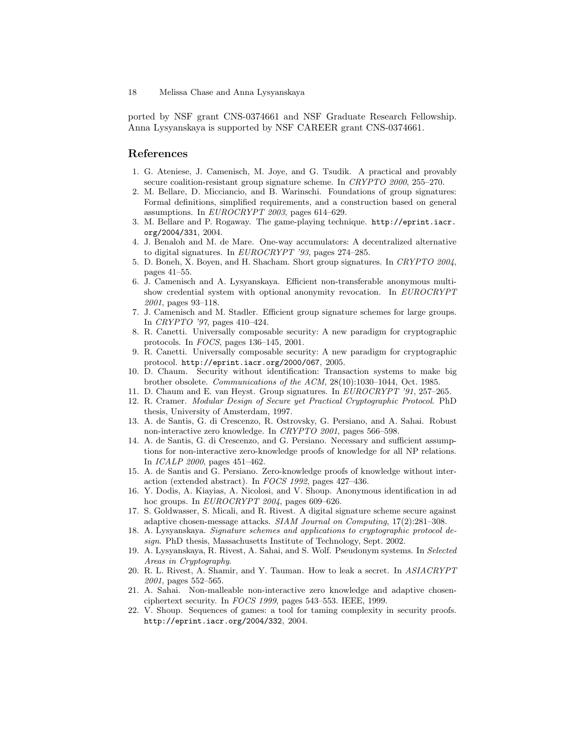ported by NSF grant CNS-0374661 and NSF Graduate Research Fellowship. Anna Lysyanskaya is supported by NSF CAREER grant CNS-0374661.

## References

1. G. Ateniese, J. Camenisch, M. Joye, and G. Tsudik. A practical and provably secure coalition-resistant group signature scheme. In *CRYPTO 2000*, 255–270.
2. M. Bellare, D. Micciancio, and B. Warinschi. Foundations of group signatures: Formal definitions, simplified requirements, and a construction based on general assumptions. In *EUROCRYPT 2003*, pages 614–629.
3. M. Bellare and P. Rogaway. The game-playing technique. `http://eprint.iacr.org/2004/331`, 2004.
4. J. Benaloh and M. de Mare. One-way accumulators: A decentralized alternative to digital signatures. In *EUROCRYPT '93*, pages 274–285.
5. D. Boneh, X. Boyen, and H. Shacham. Short group signatures. In *CRYPTO 2004*, pages 41–55.
6. J. Camenisch and A. Lysyanskaya. Efficient non-transferable anonymous multi-show credential system with optional anonymity revocation. In *EUROCRYPT 2001*, pages 93–118.
7. J. Camenisch and M. Stadler. Efficient group signature schemes for large groups. In *CRYPTO '97*, pages 410–424.
8. R. Canetti. Universally composable security: A new paradigm for cryptographic protocols. In *FOCS*, pages 136–145, 2001.
9. R. Canetti. Universally composable security: A new paradigm for cryptographic protocol. `http://eprint.iacr.org/2000/067`, 2005.
10. D. Chaum. Security without identification: Transaction systems to make big brother obsolete. *Communications of the ACM*, 28(10):1030–1044, Oct. 1985.
11. D. Chaum and E. van Heyst. Group signatures. In *EUROCRYPT '91*, 257–265.
12. R. Cramer. *Modular Design of Secure yet Practical Cryptographic Protocol*. PhD thesis, University of Amsterdam, 1997.
13. A. de Santis, G. di Crescenzo, R. Ostrovsky, G. Persiano, and A. Sahai. Robust non-interactive zero knowledge. In *CRYPTO 2001*, pages 566–598.
14. A. de Santis, G. di Crescenzo, and G. Persiano. Necessary and sufficient assumptions for non-interactive zero-knowledge proofs of knowledge for all NP relations. In *ICALP 2000*, pages 451–462.
15. A. de Santis and G. Persiano. Zero-knowledge proofs of knowledge without interaction (extended abstract). In *FOCS 1992*, pages 427–436.
16. Y. Dodis, A. Kiayias, A. Nicolosi, and V. Shoup. Anonymous identification in ad hoc groups. In *EUROCRYPT 2004*, pages 609–626.
17. S. Goldwasser, S. Micali, and R. Rivest. A digital signature scheme secure against adaptive chosen-message attacks. *SIAM Journal on Computing*, 17(2):281–308.
18. A. Lysyanskaya. *Signature schemes and applications to cryptographic protocol design*. PhD thesis, Massachusetts Institute of Technology, Sept. 2002.
19. A. Lysyanskaya, R. Rivest, A. Sahai, and S. Wolf. Pseudonym systems. In *Selected Areas in Cryptography*.
20. R. L. Rivest, A. Shamir, and Y. Tauman. How to leak a secret. In *ASIACRYPT 2001*, pages 552–565.
21. A. Sahai. Non-malleable non-interactive zero knowledge and adaptive chosen-ciphertext security. In *FOCS 1999*, pages 543–553. IEEE, 1999.
22. V. Shoup. Sequences of games: a tool for taming complexity in security proofs. `http://eprint.iacr.org/2004/332`, 2004.